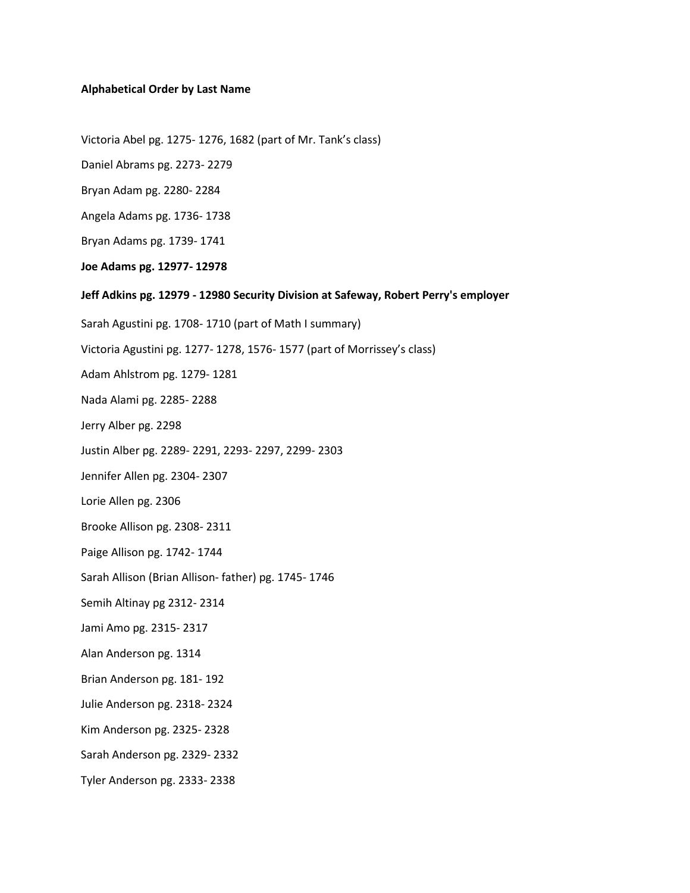**Alphabetical Order by Last Name**

Victoria Abel pg. 1275- 1276, 1682 (part of Mr. Tank's class)

Daniel Abrams pg. 2273- 2279

Bryan Adam pg. 2280- 2284

Angela Adams pg. 1736- 1738

Bryan Adams pg. 1739- 1741

**Joe Adams pg. 12977- 12978**

**Jeff Adkins pg. 12979 - 12980 Security Division at Safeway, Robert Perry's employer**

Sarah Agustini pg. 1708- 1710 (part of Math I summary)

Victoria Agustini pg. 1277- 1278, 1576- 1577 (part of Morrissey's class)

Adam Ahlstrom pg. 1279- 1281

Nada Alami pg. 2285- 2288

Jerry Alber pg. 2298

Justin Alber pg. 2289- 2291, 2293- 2297, 2299- 2303

Jennifer Allen pg. 2304- 2307

Lorie Allen pg. 2306

Brooke Allison pg. 2308- 2311

Paige Allison pg. 1742- 1744

Sarah Allison (Brian Allison- father) pg. 1745- 1746

Semih Altinay pg 2312- 2314

Jami Amo pg. 2315- 2317

Alan Anderson pg. 1314

Brian Anderson pg. 181- 192

Julie Anderson pg. 2318- 2324

Kim Anderson pg. 2325- 2328

Sarah Anderson pg. 2329- 2332

Tyler Anderson pg. 2333- 2338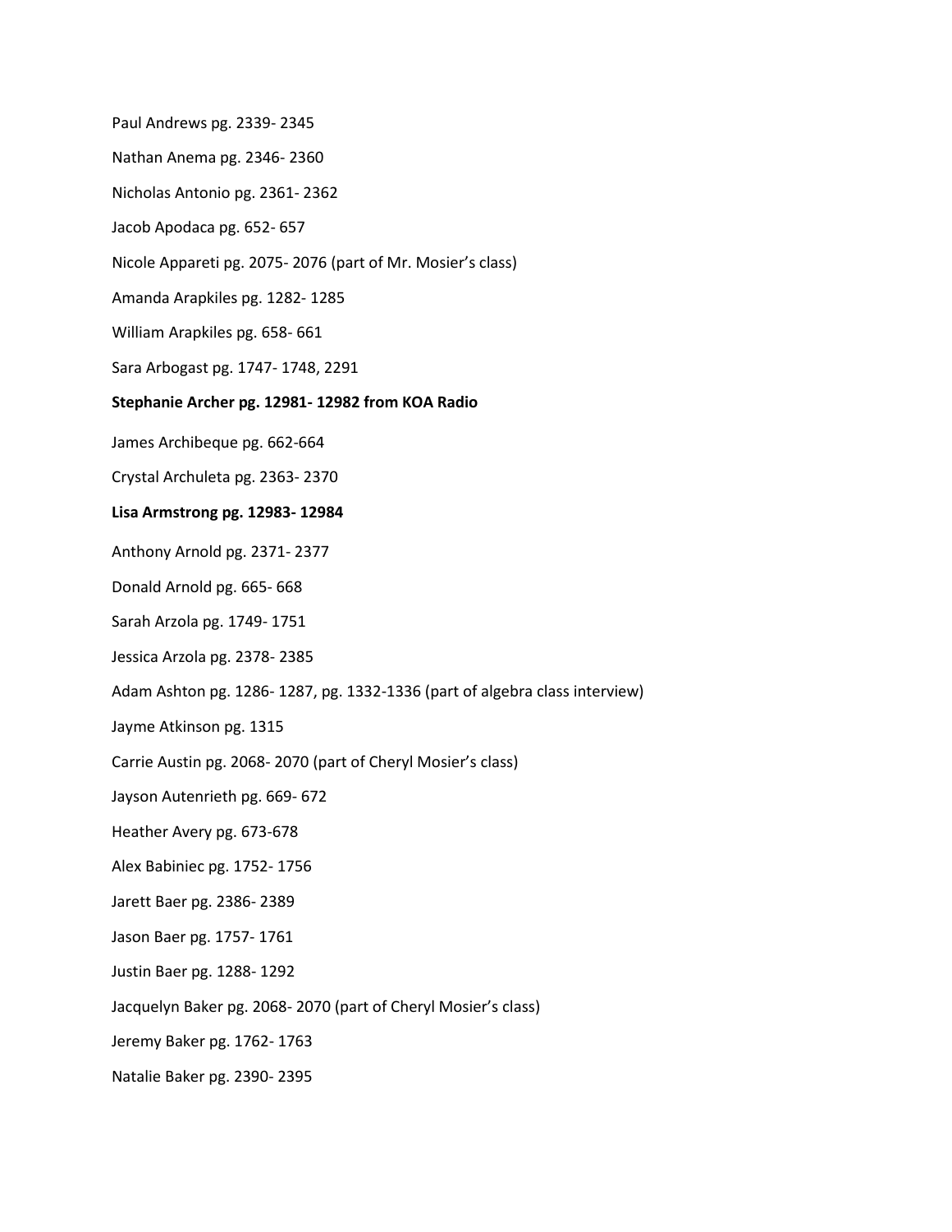Paul Andrews pg. 2339- 2345

Nathan Anema pg. 2346- 2360

Nicholas Antonio pg. 2361- 2362

Jacob Apodaca pg. 652- 657

Nicole Appareti pg. 2075- 2076 (part of Mr. Mosier's class)

Amanda Arapkiles pg. 1282- 1285

William Arapkiles pg. 658- 661

Sara Arbogast pg. 1747- 1748, 2291

**Stephanie Archer pg. 12981- 12982 from KOA Radio**

James Archibeque pg. 662-664

Crystal Archuleta pg. 2363- 2370

**Lisa Armstrong pg. 12983- 12984**

Anthony Arnold pg. 2371- 2377

Donald Arnold pg. 665- 668

Sarah Arzola pg. 1749- 1751

Jessica Arzola pg. 2378- 2385

Adam Ashton pg. 1286- 1287, pg. 1332-1336 (part of algebra class interview)

Jayme Atkinson pg. 1315

Carrie Austin pg. 2068- 2070 (part of Cheryl Mosier's class)

Jayson Autenrieth pg. 669- 672

Heather Avery pg. 673-678

Alex Babiniec pg. 1752- 1756

Jarett Baer pg. 2386- 2389

Jason Baer pg. 1757- 1761

Justin Baer pg. 1288- 1292

Jacquelyn Baker pg. 2068- 2070 (part of Cheryl Mosier's class)

Jeremy Baker pg. 1762- 1763

Natalie Baker pg. 2390- 2395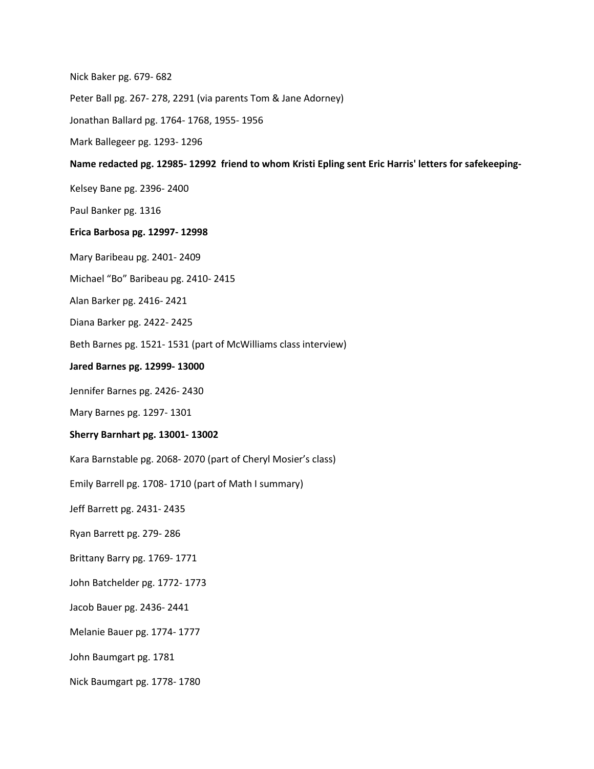Nick Baker pg. 679- 682

Peter Ball pg. 267- 278, 2291 (via parents Tom & Jane Adorney)

Jonathan Ballard pg. 1764- 1768, 1955- 1956

Mark Ballegeer pg. 1293- 1296

**Name redacted pg. 12985- 12992 friend to whom Kristi Epling sent Eric Harris' letters for safekeeping-**

Kelsey Bane pg. 2396- 2400

Paul Banker pg. 1316

**Erica Barbosa pg. 12997- 12998**

Mary Baribeau pg. 2401- 2409

Michael "Bo" Baribeau pg. 2410- 2415

Alan Barker pg. 2416- 2421

Diana Barker pg. 2422- 2425

Beth Barnes pg. 1521- 1531 (part of McWilliams class interview)

**Jared Barnes pg. 12999- 13000**

Jennifer Barnes pg. 2426- 2430

Mary Barnes pg. 1297- 1301

**Sherry Barnhart pg. 13001- 13002**

Kara Barnstable pg. 2068- 2070 (part of Cheryl Mosier's class)

Emily Barrell pg. 1708- 1710 (part of Math I summary)

Jeff Barrett pg. 2431- 2435

Ryan Barrett pg. 279- 286

Brittany Barry pg. 1769- 1771

John Batchelder pg. 1772- 1773

Jacob Bauer pg. 2436- 2441

Melanie Bauer pg. 1774- 1777

John Baumgart pg. 1781

Nick Baumgart pg. 1778- 1780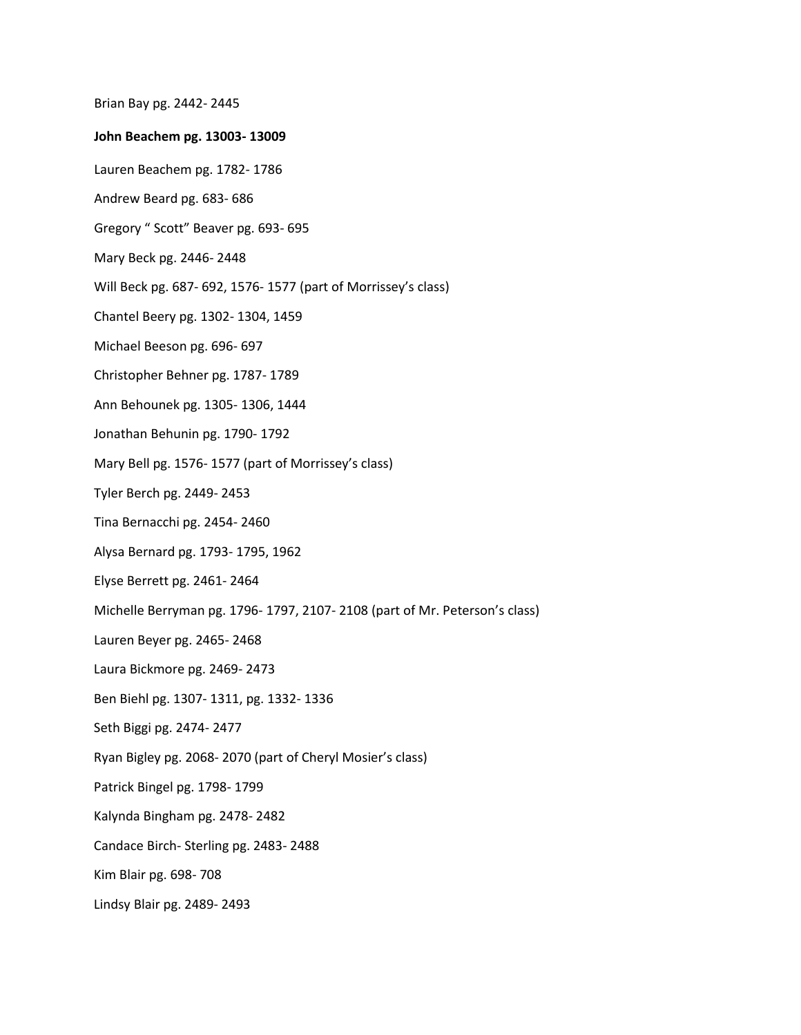Brian Bay pg. 2442- 2445

**John Beachem pg. 13003- 13009**

Lauren Beachem pg. 1782- 1786

Andrew Beard pg. 683- 686

Gregory " Scott" Beaver pg. 693- 695

Mary Beck pg. 2446- 2448

Will Beck pg. 687- 692, 1576- 1577 (part of Morrissey's class)

Chantel Beery pg. 1302- 1304, 1459

Michael Beeson pg. 696- 697

Christopher Behner pg. 1787- 1789

Ann Behounek pg. 1305- 1306, 1444

Jonathan Behunin pg. 1790- 1792

Mary Bell pg. 1576- 1577 (part of Morrissey's class)

Tyler Berch pg. 2449- 2453

Tina Bernacchi pg. 2454- 2460

Alysa Bernard pg. 1793- 1795, 1962

Elyse Berrett pg. 2461- 2464

Michelle Berryman pg. 1796- 1797, 2107- 2108 (part of Mr. Peterson's class)

Lauren Beyer pg. 2465- 2468

Laura Bickmore pg. 2469- 2473

Ben Biehl pg. 1307- 1311, pg. 1332- 1336

Seth Biggi pg. 2474- 2477

Ryan Bigley pg. 2068- 2070 (part of Cheryl Mosier's class)

Patrick Bingel pg. 1798- 1799

Kalynda Bingham pg. 2478- 2482

Candace Birch- Sterling pg. 2483- 2488

Kim Blair pg. 698- 708

Lindsy Blair pg. 2489- 2493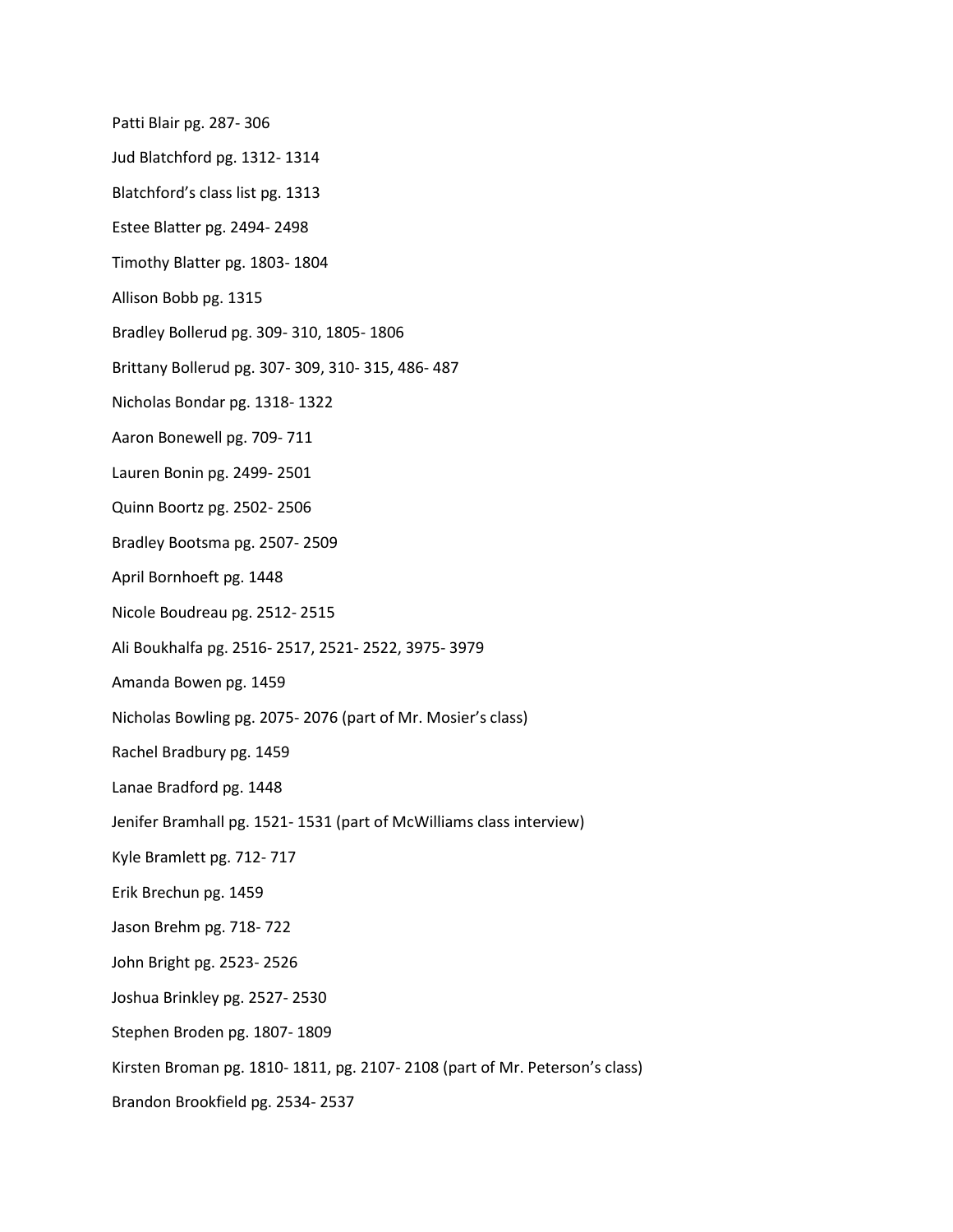Patti Blair pg. 287- 306

Jud Blatchford pg. 1312- 1314

Blatchford's class list pg. 1313

Estee Blatter pg. 2494- 2498

Timothy Blatter pg. 1803- 1804

Allison Bobb pg. 1315

Bradley Bollerud pg. 309- 310, 1805- 1806

Brittany Bollerud pg. 307- 309, 310- 315, 486- 487

Nicholas Bondar pg. 1318- 1322

Aaron Bonewell pg. 709- 711

Lauren Bonin pg. 2499- 2501

Quinn Boortz pg. 2502- 2506

Bradley Bootsma pg. 2507- 2509

April Bornhoeft pg. 1448

Nicole Boudreau pg. 2512- 2515

Ali Boukhalfa pg. 2516- 2517, 2521- 2522, 3975- 3979

Amanda Bowen pg. 1459

Nicholas Bowling pg. 2075- 2076 (part of Mr. Mosier's class)

Rachel Bradbury pg. 1459

Lanae Bradford pg. 1448

Jenifer Bramhall pg. 1521- 1531 (part of McWilliams class interview)

Kyle Bramlett pg. 712- 717

Erik Brechun pg. 1459

Jason Brehm pg. 718- 722

John Bright pg. 2523- 2526

Joshua Brinkley pg. 2527- 2530

Stephen Broden pg. 1807- 1809

Kirsten Broman pg. 1810- 1811, pg. 2107- 2108 (part of Mr. Peterson's class)

Brandon Brookfield pg. 2534- 2537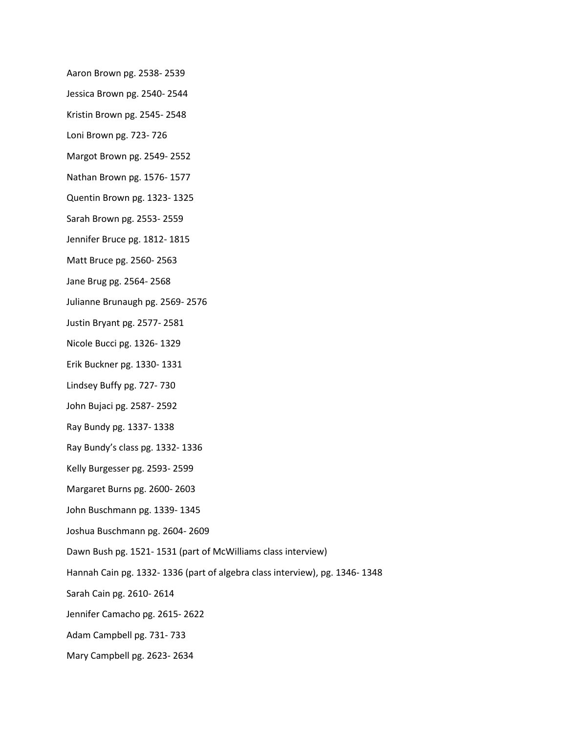Aaron Brown pg. 2538- 2539

Jessica Brown pg. 2540- 2544

Kristin Brown pg. 2545- 2548

Loni Brown pg. 723- 726

Margot Brown pg. 2549- 2552

Nathan Brown pg. 1576- 1577

Quentin Brown pg. 1323- 1325

Sarah Brown pg. 2553- 2559

Jennifer Bruce pg. 1812- 1815

Matt Bruce pg. 2560- 2563

Jane Brug pg. 2564- 2568

Julianne Brunaugh pg. 2569- 2576

Justin Bryant pg. 2577- 2581

Nicole Bucci pg. 1326- 1329

Erik Buckner pg. 1330- 1331

Lindsey Buffy pg. 727- 730

John Bujaci pg. 2587- 2592

Ray Bundy pg. 1337- 1338

Ray Bundy's class pg. 1332- 1336

Kelly Burgesser pg. 2593- 2599

Margaret Burns pg. 2600- 2603

John Buschmann pg. 1339- 1345

Joshua Buschmann pg. 2604- 2609

Dawn Bush pg. 1521- 1531 (part of McWilliams class interview)

Hannah Cain pg. 1332- 1336 (part of algebra class interview), pg. 1346- 1348

Sarah Cain pg. 2610- 2614

Jennifer Camacho pg. 2615- 2622

Adam Campbell pg. 731- 733

Mary Campbell pg. 2623- 2634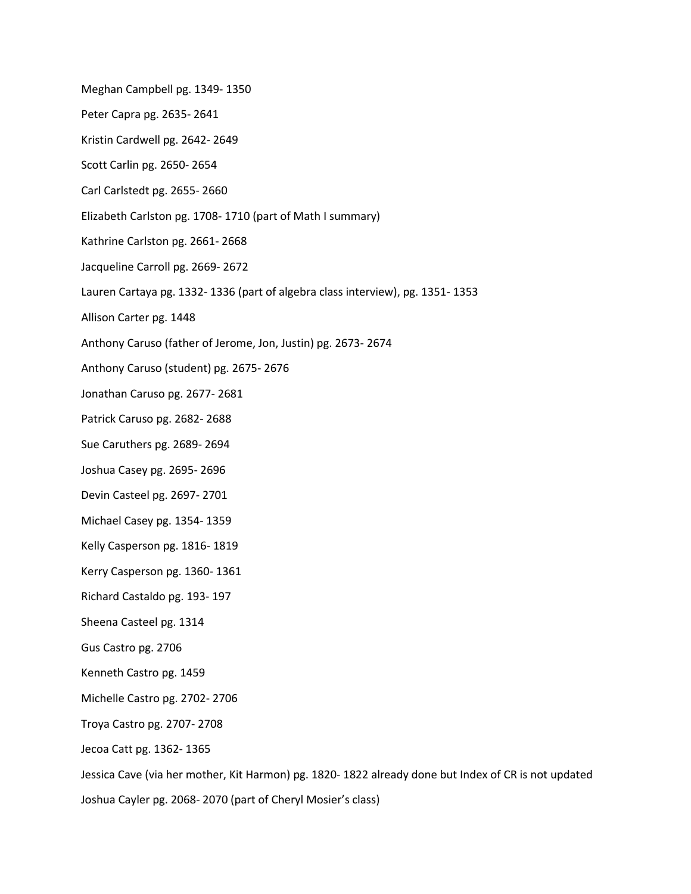Meghan Campbell pg. 1349- 1350

Peter Capra pg. 2635- 2641

Kristin Cardwell pg. 2642- 2649

Scott Carlin pg. 2650- 2654

Carl Carlstedt pg. 2655- 2660

Elizabeth Carlston pg. 1708- 1710 (part of Math I summary)

Kathrine Carlston pg. 2661- 2668

Jacqueline Carroll pg. 2669- 2672

Lauren Cartaya pg. 1332- 1336 (part of algebra class interview), pg. 1351- 1353

Allison Carter pg. 1448

Anthony Caruso (father of Jerome, Jon, Justin) pg. 2673- 2674

Anthony Caruso (student) pg. 2675- 2676

Jonathan Caruso pg. 2677- 2681

Patrick Caruso pg. 2682- 2688

Sue Caruthers pg. 2689- 2694

Joshua Casey pg. 2695- 2696

Devin Casteel pg. 2697- 2701

Michael Casey pg. 1354- 1359

Kelly Casperson pg. 1816- 1819

Kerry Casperson pg. 1360- 1361

Richard Castaldo pg. 193- 197

Sheena Casteel pg. 1314

Gus Castro pg. 2706

Kenneth Castro pg. 1459

Michelle Castro pg. 2702- 2706

Troya Castro pg. 2707- 2708

Jecoa Catt pg. 1362- 1365

Jessica Cave (via her mother, Kit Harmon) pg. 1820- 1822 already done but Index of CR is not updated

Joshua Cayler pg. 2068- 2070 (part of Cheryl Mosier's class)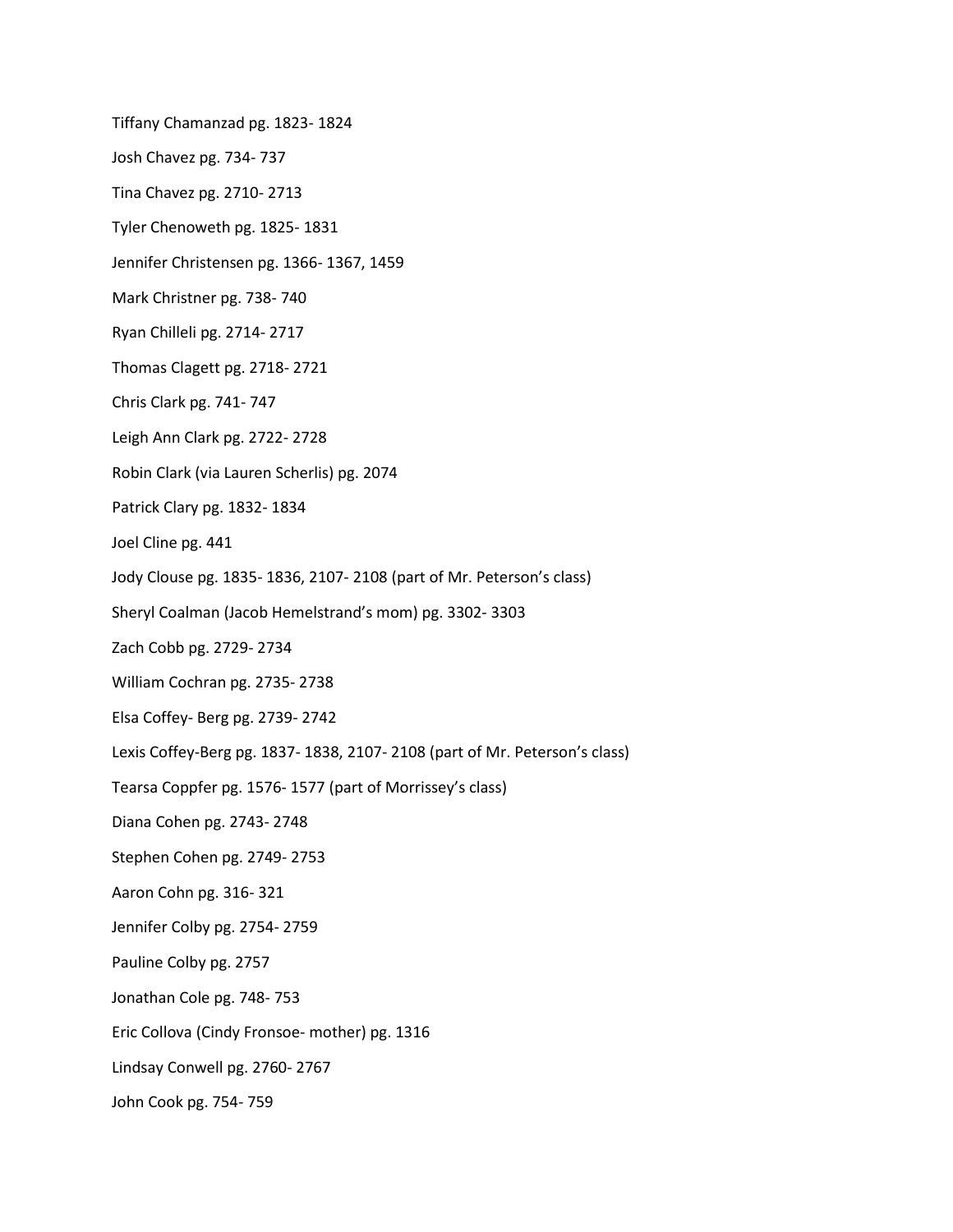Tiffany Chamanzad pg. 1823- 1824

Josh Chavez pg. 734- 737

Tina Chavez pg. 2710- 2713

Tyler Chenoweth pg. 1825- 1831

Jennifer Christensen pg. 1366- 1367, 1459

Mark Christner pg. 738- 740

Ryan Chilleli pg. 2714- 2717

Thomas Clagett pg. 2718- 2721

Chris Clark pg. 741- 747

Leigh Ann Clark pg. 2722- 2728

Robin Clark (via Lauren Scherlis) pg. 2074

Patrick Clary pg. 1832- 1834

Joel Cline pg. 441

Jody Clouse pg. 1835- 1836, 2107- 2108 (part of Mr. Peterson's class)

Sheryl Coalman (Jacob Hemelstrand's mom) pg. 3302- 3303

Zach Cobb pg. 2729- 2734

William Cochran pg. 2735- 2738

Elsa Coffey- Berg pg. 2739- 2742

Lexis Coffey-Berg pg. 1837- 1838, 2107- 2108 (part of Mr. Peterson's class)

Tearsa Coppfer pg. 1576- 1577 (part of Morrissey's class)

Diana Cohen pg. 2743- 2748

Stephen Cohen pg. 2749- 2753

Aaron Cohn pg. 316- 321

Jennifer Colby pg. 2754- 2759

Pauline Colby pg. 2757

Jonathan Cole pg. 748- 753

Eric Collova (Cindy Fronsoe- mother) pg. 1316

Lindsay Conwell pg. 2760- 2767

John Cook pg. 754- 759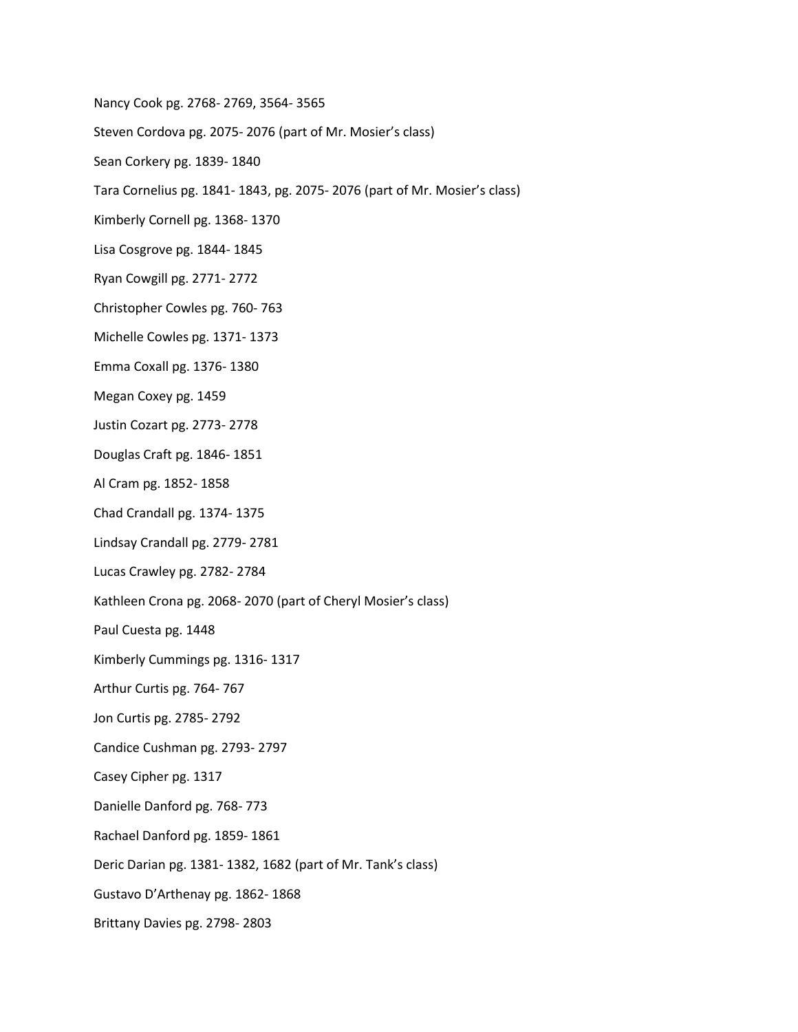Nancy Cook pg. 2768- 2769, 3564- 3565

Steven Cordova pg. 2075- 2076 (part of Mr. Mosier's class)

Sean Corkery pg. 1839- 1840

Tara Cornelius pg. 1841- 1843, pg. 2075- 2076 (part of Mr. Mosier's class)

Kimberly Cornell pg. 1368- 1370

Lisa Cosgrove pg. 1844- 1845

Ryan Cowgill pg. 2771- 2772

Christopher Cowles pg. 760- 763

Michelle Cowles pg. 1371- 1373

Emma Coxall pg. 1376- 1380

Megan Coxey pg. 1459

Justin Cozart pg. 2773- 2778

Douglas Craft pg. 1846- 1851

Al Cram pg. 1852- 1858

Chad Crandall pg. 1374- 1375

Lindsay Crandall pg. 2779- 2781

Lucas Crawley pg. 2782- 2784

Kathleen Crona pg. 2068- 2070 (part of Cheryl Mosier's class)

Paul Cuesta pg. 1448

Kimberly Cummings pg. 1316- 1317

Arthur Curtis pg. 764- 767

Jon Curtis pg. 2785- 2792

Candice Cushman pg. 2793- 2797

Casey Cipher pg. 1317

Danielle Danford pg. 768- 773

Rachael Danford pg. 1859- 1861

Deric Darian pg. 1381- 1382, 1682 (part of Mr. Tank's class)

Gustavo D'Arthenay pg. 1862- 1868

Brittany Davies pg. 2798- 2803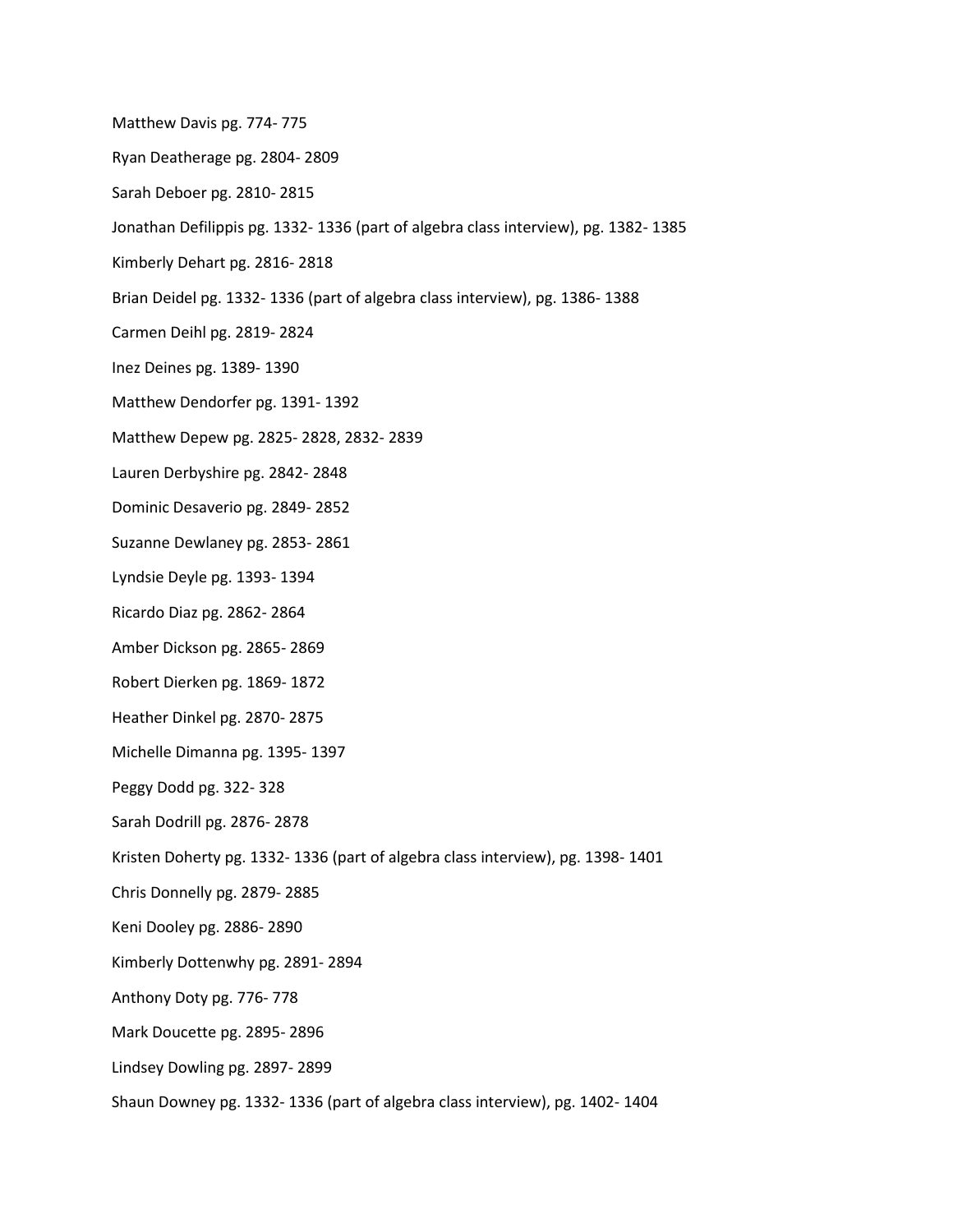Matthew Davis pg. 774- 775

Ryan Deatherage pg. 2804- 2809

Sarah Deboer pg. 2810- 2815

Jonathan Defilippis pg. 1332- 1336 (part of algebra class interview), pg. 1382- 1385

Kimberly Dehart pg. 2816- 2818

Brian Deidel pg. 1332- 1336 (part of algebra class interview), pg. 1386- 1388

Carmen Deihl pg. 2819- 2824

Inez Deines pg. 1389- 1390

Matthew Dendorfer pg. 1391- 1392

Matthew Depew pg. 2825- 2828, 2832- 2839

Lauren Derbyshire pg. 2842- 2848

Dominic Desaverio pg. 2849- 2852

Suzanne Dewlaney pg. 2853- 2861

Lyndsie Deyle pg. 1393- 1394

Ricardo Diaz pg. 2862- 2864

Amber Dickson pg. 2865- 2869

Robert Dierken pg. 1869- 1872

Heather Dinkel pg. 2870- 2875

Michelle Dimanna pg. 1395- 1397

Peggy Dodd pg. 322- 328

Sarah Dodrill pg. 2876- 2878

Kristen Doherty pg. 1332- 1336 (part of algebra class interview), pg. 1398- 1401

Chris Donnelly pg. 2879- 2885

Keni Dooley pg. 2886- 2890

Kimberly Dottenwhy pg. 2891- 2894

Anthony Doty pg. 776- 778

Mark Doucette pg. 2895- 2896

Lindsey Dowling pg. 2897- 2899

Shaun Downey pg. 1332- 1336 (part of algebra class interview), pg. 1402- 1404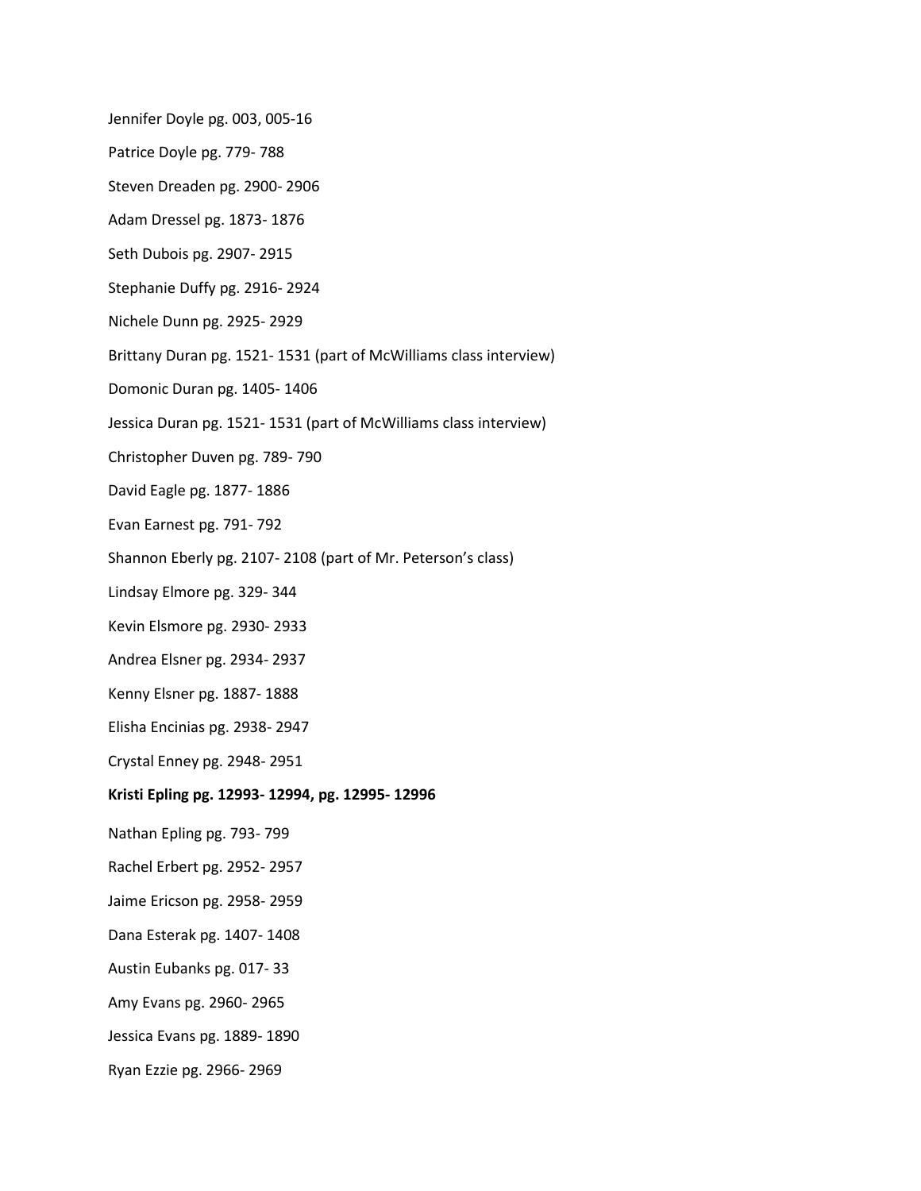Jennifer Doyle pg. 003, 005-16

Patrice Doyle pg. 779- 788

Steven Dreaden pg. 2900- 2906

Adam Dressel pg. 1873- 1876

Seth Dubois pg. 2907- 2915

Stephanie Duffy pg. 2916- 2924

Nichele Dunn pg. 2925- 2929

Brittany Duran pg. 1521- 1531 (part of McWilliams class interview)

Domonic Duran pg. 1405- 1406

Jessica Duran pg. 1521- 1531 (part of McWilliams class interview)

Christopher Duven pg. 789- 790

David Eagle pg. 1877- 1886

Evan Earnest pg. 791- 792

Shannon Eberly pg. 2107- 2108 (part of Mr. Peterson's class)

Lindsay Elmore pg. 329- 344

Kevin Elsmore pg. 2930- 2933

Andrea Elsner pg. 2934- 2937

Kenny Elsner pg. 1887- 1888

Elisha Encinias pg. 2938- 2947

Crystal Enney pg. 2948- 2951

**Kristi Epling pg. 12993- 12994, pg. 12995- 12996**

Nathan Epling pg. 793- 799

Rachel Erbert pg. 2952- 2957

Jaime Ericson pg. 2958- 2959

Dana Esterak pg. 1407- 1408

Austin Eubanks pg. 017- 33

Amy Evans pg. 2960- 2965

Jessica Evans pg. 1889- 1890

Ryan Ezzie pg. 2966- 2969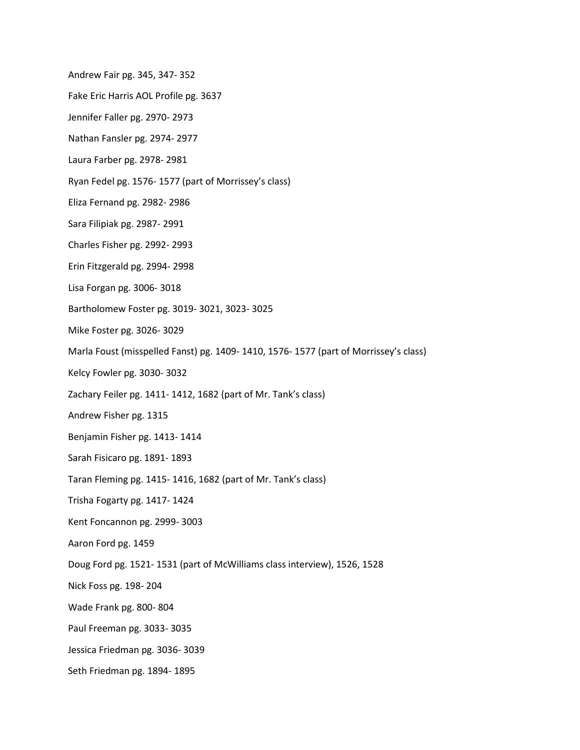Andrew Fair pg. 345, 347- 352

Fake Eric Harris AOL Profile pg. 3637

Jennifer Faller pg. 2970- 2973

Nathan Fansler pg. 2974- 2977

Laura Farber pg. 2978- 2981

Ryan Fedel pg. 1576- 1577 (part of Morrissey's class)

Eliza Fernand pg. 2982- 2986

Sara Filipiak pg. 2987- 2991

Charles Fisher pg. 2992- 2993

Erin Fitzgerald pg. 2994- 2998

Lisa Forgan pg. 3006- 3018

Bartholomew Foster pg. 3019- 3021, 3023- 3025

Mike Foster pg. 3026- 3029

Marla Foust (misspelled Fanst) pg. 1409- 1410, 1576- 1577 (part of Morrissey's class)

Kelcy Fowler pg. 3030- 3032

Zachary Feiler pg. 1411- 1412, 1682 (part of Mr. Tank's class)

Andrew Fisher pg. 1315

Benjamin Fisher pg. 1413- 1414

Sarah Fisicaro pg. 1891- 1893

Taran Fleming pg. 1415- 1416, 1682 (part of Mr. Tank's class)

Trisha Fogarty pg. 1417- 1424

Kent Foncannon pg. 2999- 3003

Aaron Ford pg. 1459

Doug Ford pg. 1521- 1531 (part of McWilliams class interview), 1526, 1528

Nick Foss pg. 198- 204

Wade Frank pg. 800- 804

Paul Freeman pg. 3033- 3035

Jessica Friedman pg. 3036- 3039

Seth Friedman pg. 1894- 1895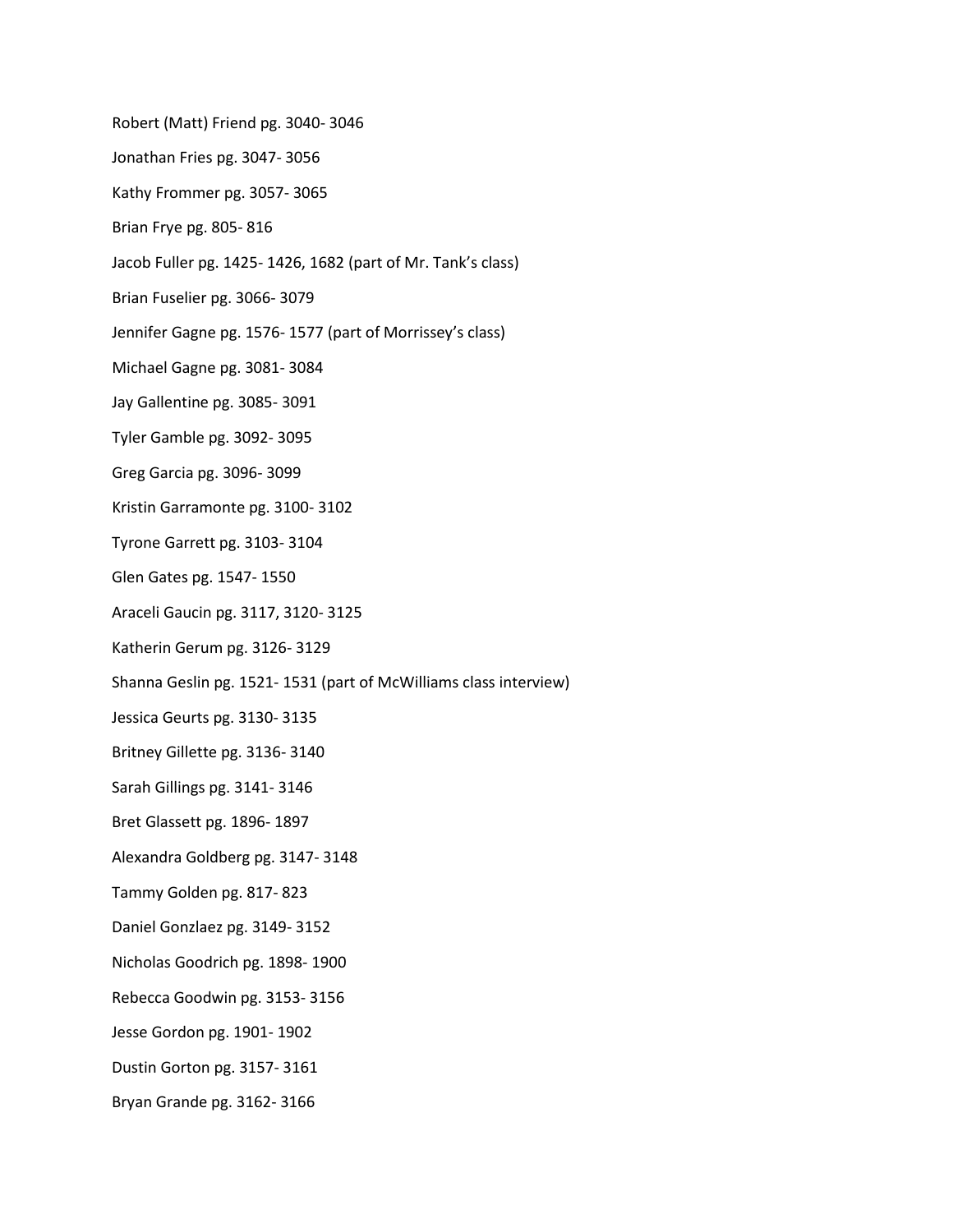Robert (Matt) Friend pg. 3040- 3046

Jonathan Fries pg. 3047- 3056

Kathy Frommer pg. 3057- 3065

Brian Frye pg. 805- 816

Jacob Fuller pg. 1425- 1426, 1682 (part of Mr. Tank's class)

Brian Fuselier pg. 3066- 3079

Jennifer Gagne pg. 1576- 1577 (part of Morrissey's class)

Michael Gagne pg. 3081- 3084

Jay Gallentine pg. 3085- 3091

Tyler Gamble pg. 3092- 3095

Greg Garcia pg. 3096- 3099

Kristin Garramonte pg. 3100- 3102

Tyrone Garrett pg. 3103- 3104

Glen Gates pg. 1547- 1550

Araceli Gaucin pg. 3117, 3120- 3125

Katherin Gerum pg. 3126- 3129

Shanna Geslin pg. 1521- 1531 (part of McWilliams class interview)

Jessica Geurts pg. 3130- 3135

Britney Gillette pg. 3136- 3140

Sarah Gillings pg. 3141- 3146

Bret Glassett pg. 1896- 1897

Alexandra Goldberg pg. 3147- 3148

Tammy Golden pg. 817- 823

Daniel Gonzlaez pg. 3149- 3152

Nicholas Goodrich pg. 1898- 1900

Rebecca Goodwin pg. 3153- 3156

Jesse Gordon pg. 1901- 1902

Dustin Gorton pg. 3157- 3161

Bryan Grande pg. 3162- 3166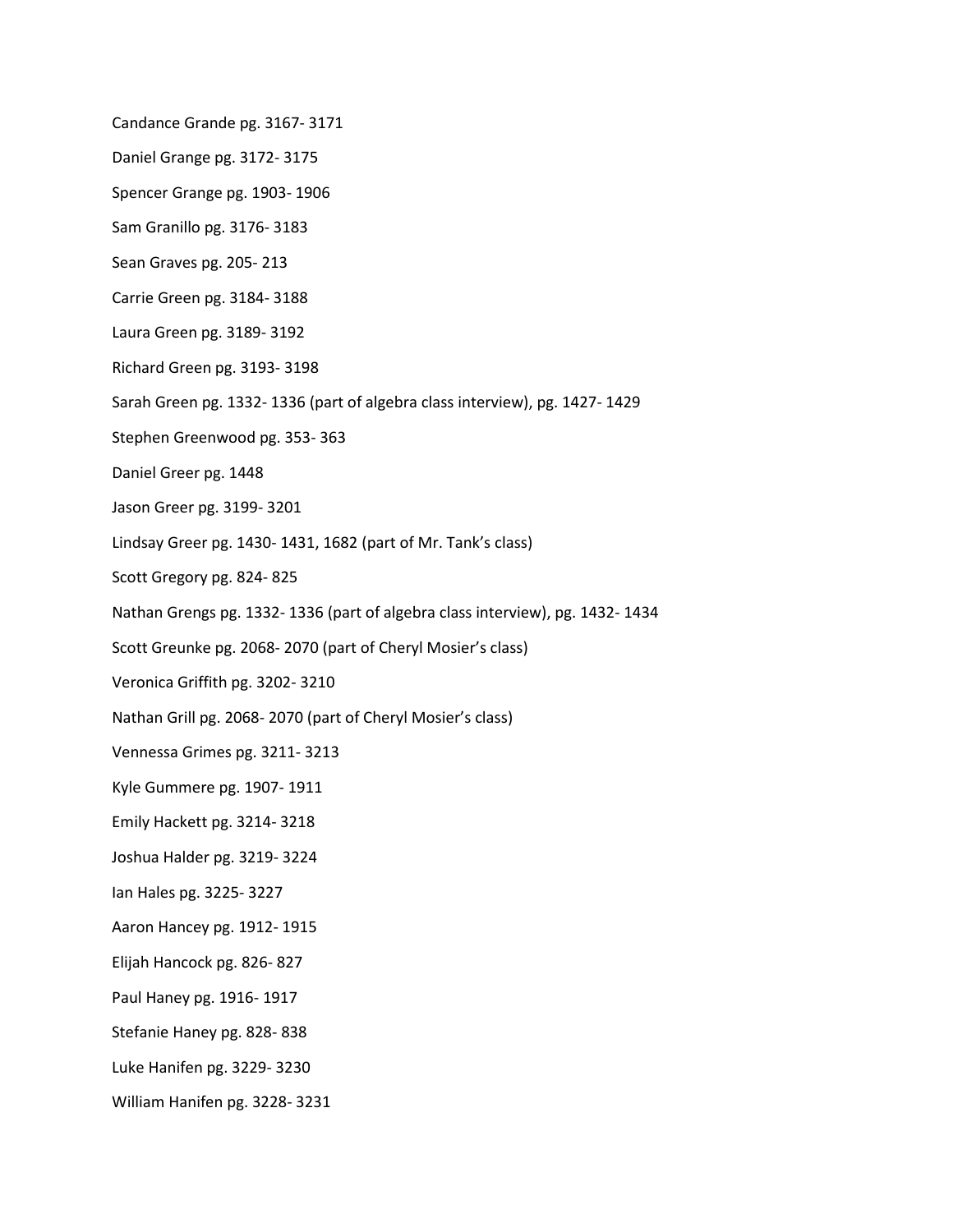Candance Grande pg. 3167- 3171

Daniel Grange pg. 3172- 3175

Spencer Grange pg. 1903- 1906

Sam Granillo pg. 3176- 3183

Sean Graves pg. 205- 213

Carrie Green pg. 3184- 3188

Laura Green pg. 3189- 3192

Richard Green pg. 3193- 3198

Sarah Green pg. 1332- 1336 (part of algebra class interview), pg. 1427- 1429

Stephen Greenwood pg. 353- 363

Daniel Greer pg. 1448

Jason Greer pg. 3199- 3201

Lindsay Greer pg. 1430- 1431, 1682 (part of Mr. Tank's class)

Scott Gregory pg. 824- 825

Nathan Grengs pg. 1332- 1336 (part of algebra class interview), pg. 1432- 1434

Scott Greunke pg. 2068- 2070 (part of Cheryl Mosier's class)

Veronica Griffith pg. 3202- 3210

Nathan Grill pg. 2068- 2070 (part of Cheryl Mosier's class)

Vennessa Grimes pg. 3211- 3213

Kyle Gummere pg. 1907- 1911

Emily Hackett pg. 3214- 3218

Joshua Halder pg. 3219- 3224

Ian Hales pg. 3225- 3227

Aaron Hancey pg. 1912- 1915

Elijah Hancock pg. 826- 827

Paul Haney pg. 1916- 1917

Stefanie Haney pg. 828- 838

Luke Hanifen pg. 3229- 3230

William Hanifen pg. 3228- 3231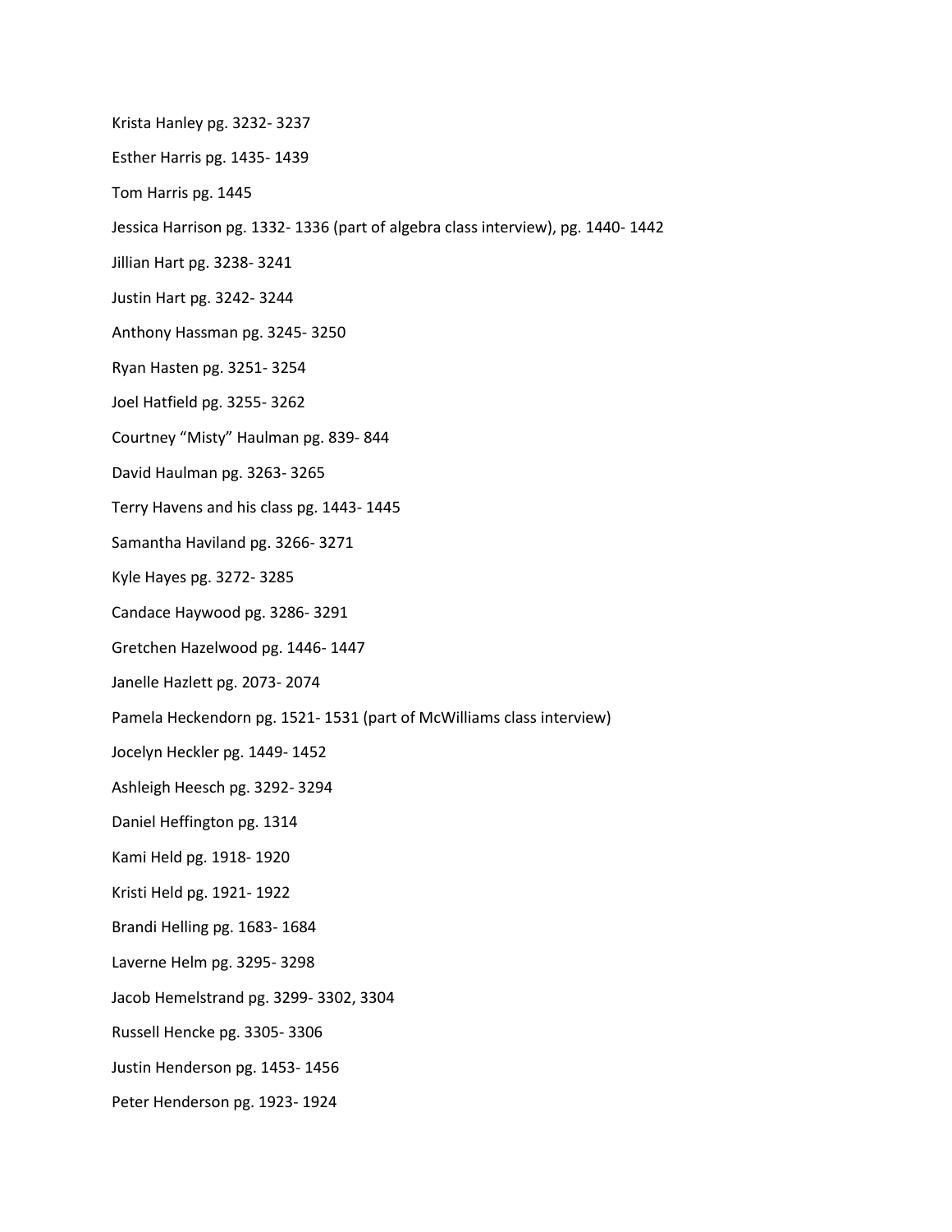Krista Hanley pg. 3232- 3237

Esther Harris pg. 1435- 1439

Tom Harris pg. 1445

Jessica Harrison pg. 1332- 1336 (part of algebra class interview), pg. 1440- 1442

Jillian Hart pg. 3238- 3241

Justin Hart pg. 3242- 3244

Anthony Hassman pg. 3245- 3250

Ryan Hasten pg. 3251- 3254

Joel Hatfield pg. 3255- 3262

Courtney "Misty" Haulman pg. 839- 844

David Haulman pg. 3263- 3265

Terry Havens and his class pg. 1443- 1445

Samantha Haviland pg. 3266- 3271

Kyle Hayes pg. 3272- 3285

Candace Haywood pg. 3286- 3291

Gretchen Hazelwood pg. 1446- 1447

Janelle Hazlett pg. 2073- 2074

Pamela Heckendorn pg. 1521- 1531 (part of McWilliams class interview)

Jocelyn Heckler pg. 1449- 1452

Ashleigh Heesch pg. 3292- 3294

Daniel Heffington pg. 1314

Kami Held pg. 1918- 1920

Kristi Held pg. 1921- 1922

Brandi Helling pg. 1683- 1684

Laverne Helm pg. 3295- 3298

Jacob Hemelstrand pg. 3299- 3302, 3304

Russell Hencke pg. 3305- 3306

Justin Henderson pg. 1453- 1456

Peter Henderson pg. 1923- 1924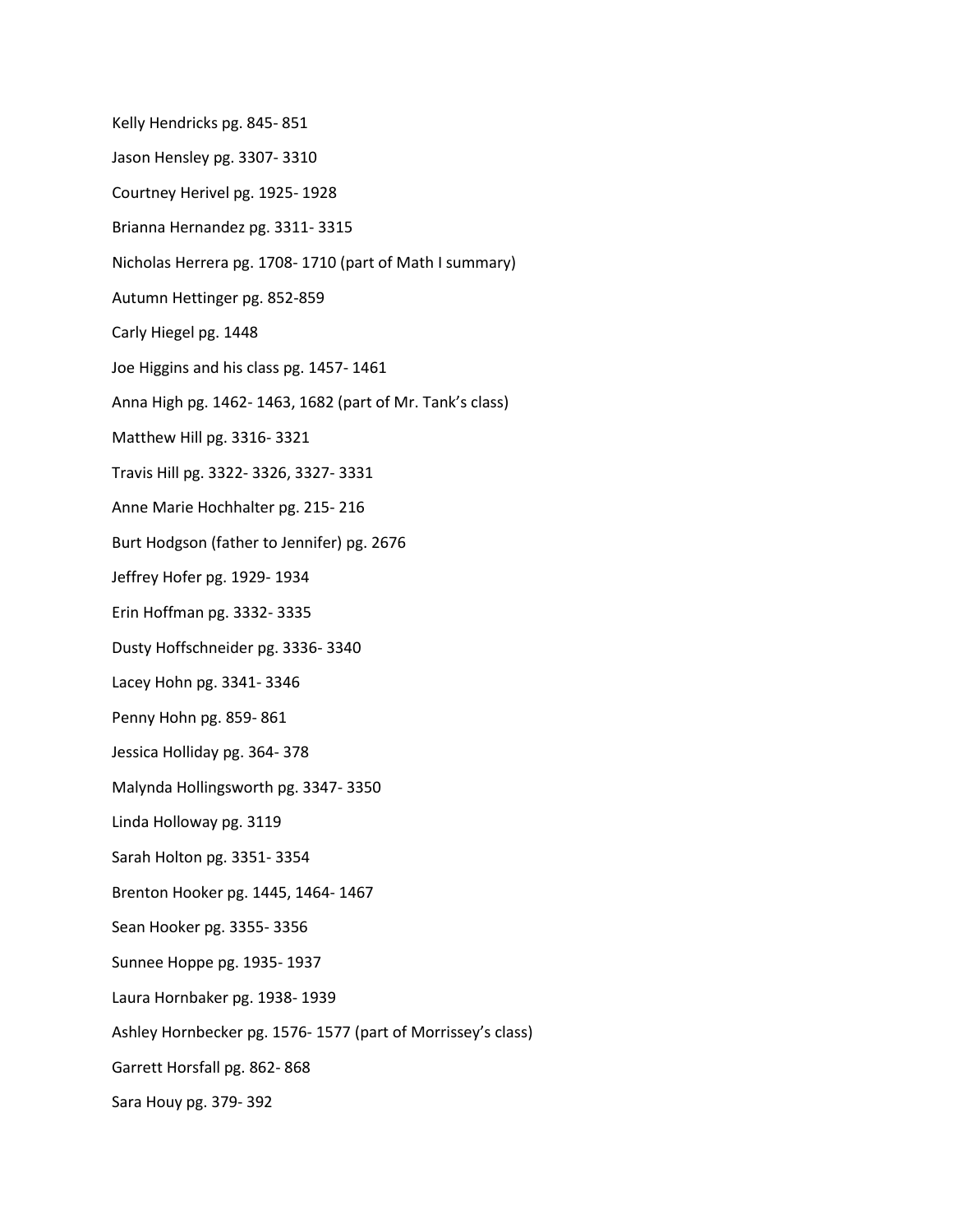Kelly Hendricks pg. 845- 851

Jason Hensley pg. 3307- 3310

Courtney Herivel pg. 1925- 1928

Brianna Hernandez pg. 3311- 3315

Nicholas Herrera pg. 1708- 1710 (part of Math I summary)

Autumn Hettinger pg. 852-859

Carly Hiegel pg. 1448

Joe Higgins and his class pg. 1457- 1461

Anna High pg. 1462- 1463, 1682 (part of Mr. Tank's class)

Matthew Hill pg. 3316- 3321

Travis Hill pg. 3322- 3326, 3327- 3331

Anne Marie Hochhalter pg. 215- 216

Burt Hodgson (father to Jennifer) pg. 2676

Jeffrey Hofer pg. 1929- 1934

Erin Hoffman pg. 3332- 3335

Dusty Hoffschneider pg. 3336- 3340

Lacey Hohn pg. 3341- 3346

Penny Hohn pg. 859- 861

Jessica Holliday pg. 364- 378

Malynda Hollingsworth pg. 3347- 3350

Linda Holloway pg. 3119

Sarah Holton pg. 3351- 3354

Brenton Hooker pg. 1445, 1464- 1467

Sean Hooker pg. 3355- 3356

Sunnee Hoppe pg. 1935- 1937

Laura Hornbaker pg. 1938- 1939

Ashley Hornbecker pg. 1576- 1577 (part of Morrissey's class)

Garrett Horsfall pg. 862- 868

Sara Houy pg. 379- 392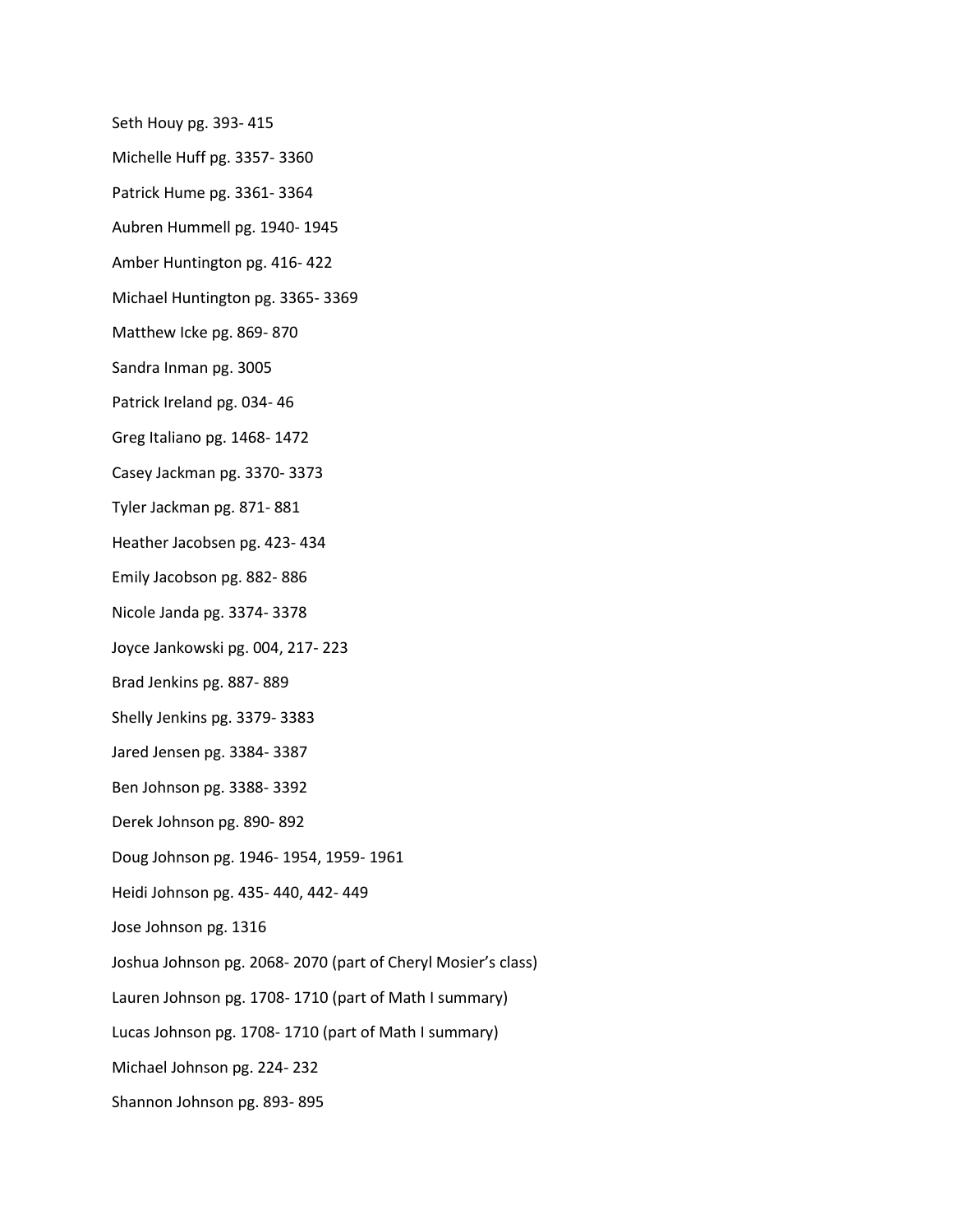Seth Houy pg. 393- 415

Michelle Huff pg. 3357- 3360

Patrick Hume pg. 3361- 3364

Aubren Hummell pg. 1940- 1945

Amber Huntington pg. 416- 422

Michael Huntington pg. 3365- 3369

Matthew Icke pg. 869- 870

Sandra Inman pg. 3005

Patrick Ireland pg. 034- 46

Greg Italiano pg. 1468- 1472

Casey Jackman pg. 3370- 3373

Tyler Jackman pg. 871- 881

Heather Jacobsen pg. 423- 434

Emily Jacobson pg. 882- 886

Nicole Janda pg. 3374- 3378

Joyce Jankowski pg. 004, 217- 223

Brad Jenkins pg. 887- 889

Shelly Jenkins pg. 3379- 3383

Jared Jensen pg. 3384- 3387

Ben Johnson pg. 3388- 3392

Derek Johnson pg. 890- 892

Doug Johnson pg. 1946- 1954, 1959- 1961

Heidi Johnson pg. 435- 440, 442- 449

Jose Johnson pg. 1316

Joshua Johnson pg. 2068- 2070 (part of Cheryl Mosier's class)

Lauren Johnson pg. 1708- 1710 (part of Math I summary)

Lucas Johnson pg. 1708- 1710 (part of Math I summary)

Michael Johnson pg. 224- 232

Shannon Johnson pg. 893- 895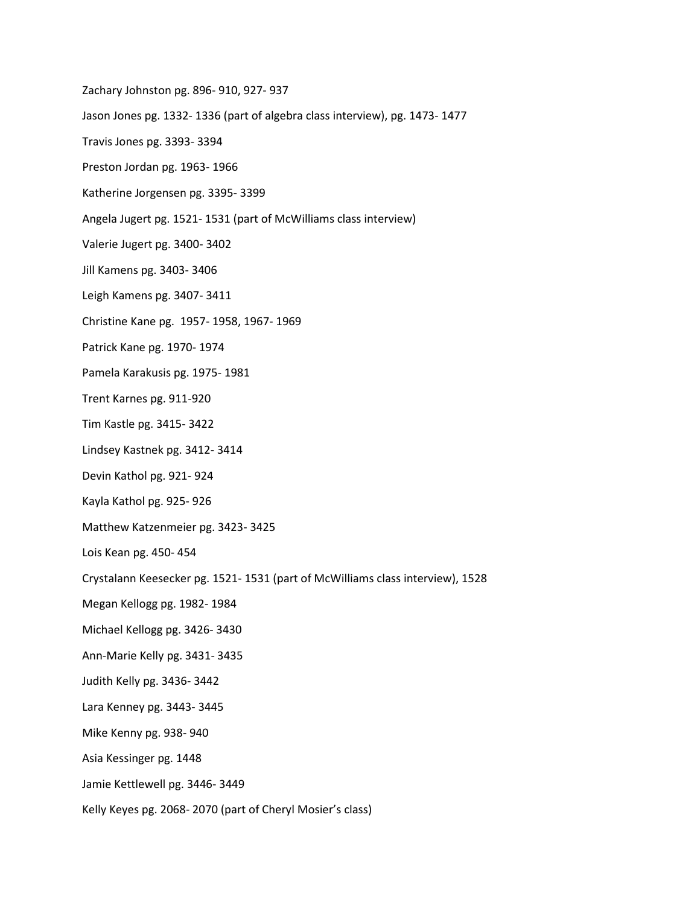Zachary Johnston pg. 896- 910, 927- 937

Jason Jones pg. 1332- 1336 (part of algebra class interview), pg. 1473- 1477

Travis Jones pg. 3393- 3394

Preston Jordan pg. 1963- 1966

Katherine Jorgensen pg. 3395- 3399

Angela Jugert pg. 1521- 1531 (part of McWilliams class interview)

Valerie Jugert pg. 3400- 3402

Jill Kamens pg. 3403- 3406

Leigh Kamens pg. 3407- 3411

Christine Kane pg. 1957- 1958, 1967- 1969

Patrick Kane pg. 1970- 1974

Pamela Karakusis pg. 1975- 1981

Trent Karnes pg. 911-920

Tim Kastle pg. 3415- 3422

Lindsey Kastnek pg. 3412- 3414

Devin Kathol pg. 921- 924

Kayla Kathol pg. 925- 926

Matthew Katzenmeier pg. 3423- 3425

Lois Kean pg. 450- 454

Crystalann Keesecker pg. 1521- 1531 (part of McWilliams class interview), 1528

Megan Kellogg pg. 1982- 1984

Michael Kellogg pg. 3426- 3430

Ann-Marie Kelly pg. 3431- 3435

Judith Kelly pg. 3436- 3442

Lara Kenney pg. 3443- 3445

Mike Kenny pg. 938- 940

Asia Kessinger pg. 1448

Jamie Kettlewell pg. 3446- 3449

Kelly Keyes pg. 2068- 2070 (part of Cheryl Mosier's class)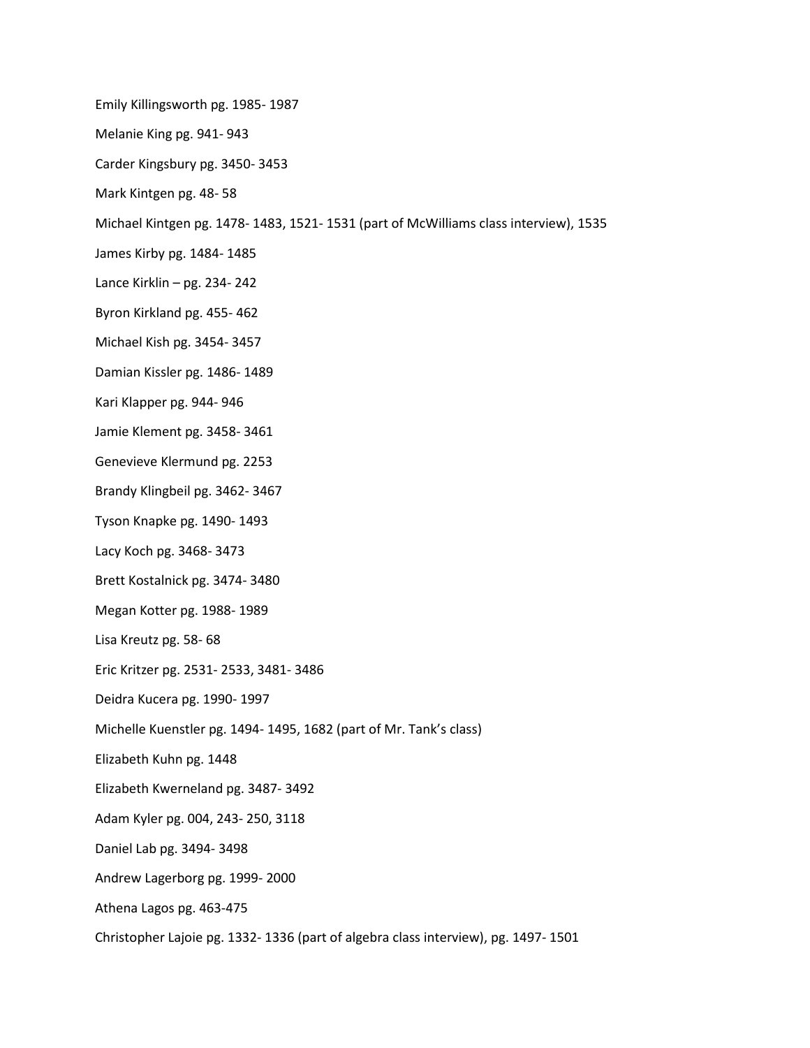Emily Killingsworth pg. 1985- 1987

Melanie King pg. 941- 943

Carder Kingsbury pg. 3450- 3453

Mark Kintgen pg. 48- 58

Michael Kintgen pg. 1478- 1483, 1521- 1531 (part of McWilliams class interview), 1535

James Kirby pg. 1484- 1485

Lance Kirklin – pg. 234- 242

Byron Kirkland pg. 455- 462

Michael Kish pg. 3454- 3457

Damian Kissler pg. 1486- 1489

Kari Klapper pg. 944- 946

Jamie Klement pg. 3458- 3461

Genevieve Klermund pg. 2253

Brandy Klingbeil pg. 3462- 3467

Tyson Knapke pg. 1490- 1493

Lacy Koch pg. 3468- 3473

Brett Kostalnick pg. 3474- 3480

Megan Kotter pg. 1988- 1989

Lisa Kreutz pg. 58- 68

Eric Kritzer pg. 2531- 2533, 3481- 3486

Deidra Kucera pg. 1990- 1997

Michelle Kuenstler pg. 1494- 1495, 1682 (part of Mr. Tank's class)

Elizabeth Kuhn pg. 1448

Elizabeth Kwerneland pg. 3487- 3492

Adam Kyler pg. 004, 243- 250, 3118

Daniel Lab pg. 3494- 3498

Andrew Lagerborg pg. 1999- 2000

Athena Lagos pg. 463-475

Christopher Lajoie pg. 1332- 1336 (part of algebra class interview), pg. 1497- 1501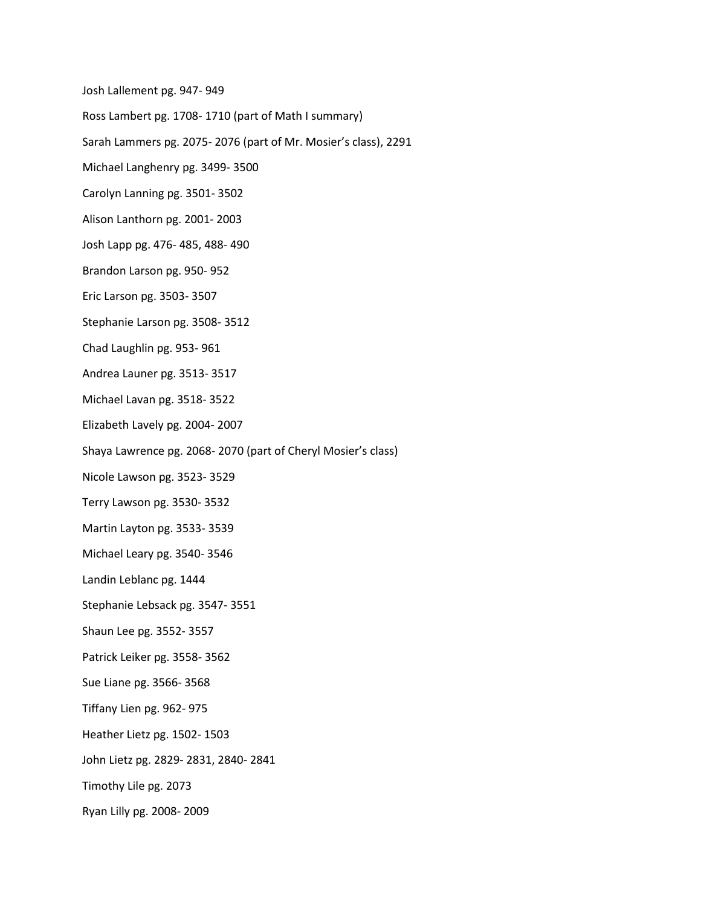Josh Lallement pg. 947- 949

Ross Lambert pg. 1708- 1710 (part of Math I summary)

Sarah Lammers pg. 2075- 2076 (part of Mr. Mosier's class), 2291

Michael Langhenry pg. 3499- 3500

Carolyn Lanning pg. 3501- 3502

Alison Lanthorn pg. 2001- 2003

Josh Lapp pg. 476- 485, 488- 490

Brandon Larson pg. 950- 952

Eric Larson pg. 3503- 3507

Stephanie Larson pg. 3508- 3512

Chad Laughlin pg. 953- 961

Andrea Launer pg. 3513- 3517

Michael Lavan pg. 3518- 3522

Elizabeth Lavely pg. 2004- 2007

Shaya Lawrence pg. 2068- 2070 (part of Cheryl Mosier's class)

Nicole Lawson pg. 3523- 3529

Terry Lawson pg. 3530- 3532

Martin Layton pg. 3533- 3539

Michael Leary pg. 3540- 3546

Landin Leblanc pg. 1444

Stephanie Lebsack pg. 3547- 3551

Shaun Lee pg. 3552- 3557

Patrick Leiker pg. 3558- 3562

Sue Liane pg. 3566- 3568

Tiffany Lien pg. 962- 975

Heather Lietz pg. 1502- 1503

John Lietz pg. 2829- 2831, 2840- 2841

Timothy Lile pg. 2073

Ryan Lilly pg. 2008- 2009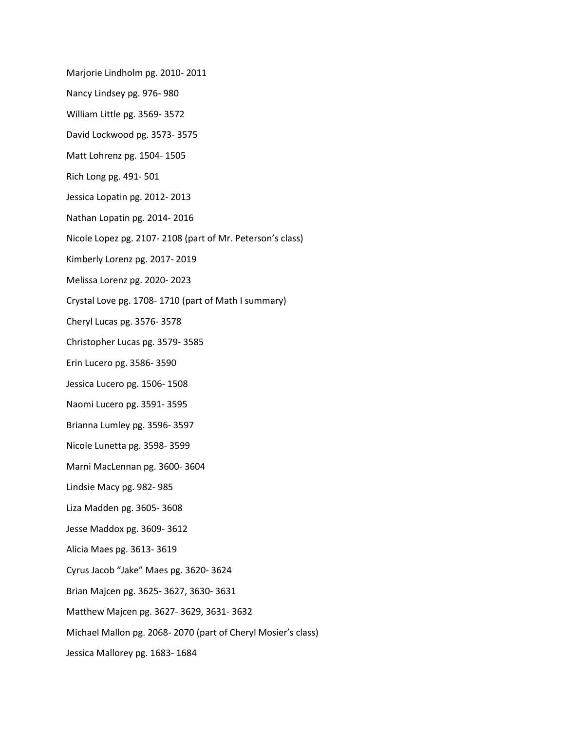Marjorie Lindholm pg. 2010- 2011

Nancy Lindsey pg. 976- 980

William Little pg. 3569- 3572

David Lockwood pg. 3573- 3575

Matt Lohrenz pg. 1504- 1505

Rich Long pg. 491- 501

Jessica Lopatin pg. 2012- 2013

Nathan Lopatin pg. 2014- 2016

Nicole Lopez pg. 2107- 2108 (part of Mr. Peterson's class)

Kimberly Lorenz pg. 2017- 2019

Melissa Lorenz pg. 2020- 2023

Crystal Love pg. 1708- 1710 (part of Math I summary)

Cheryl Lucas pg. 3576- 3578

Christopher Lucas pg. 3579- 3585

Erin Lucero pg. 3586- 3590

Jessica Lucero pg. 1506- 1508

Naomi Lucero pg. 3591- 3595

Brianna Lumley pg. 3596- 3597

Nicole Lunetta pg. 3598- 3599

Marni MacLennan pg. 3600- 3604

Lindsie Macy pg. 982- 985

Liza Madden pg. 3605- 3608

Jesse Maddox pg. 3609- 3612

Alicia Maes pg. 3613- 3619

Cyrus Jacob "Jake" Maes pg. 3620- 3624

Brian Majcen pg. 3625- 3627, 3630- 3631

Matthew Majcen pg. 3627- 3629, 3631- 3632

Michael Mallon pg. 2068- 2070 (part of Cheryl Mosier's class)

Jessica Mallorey pg. 1683- 1684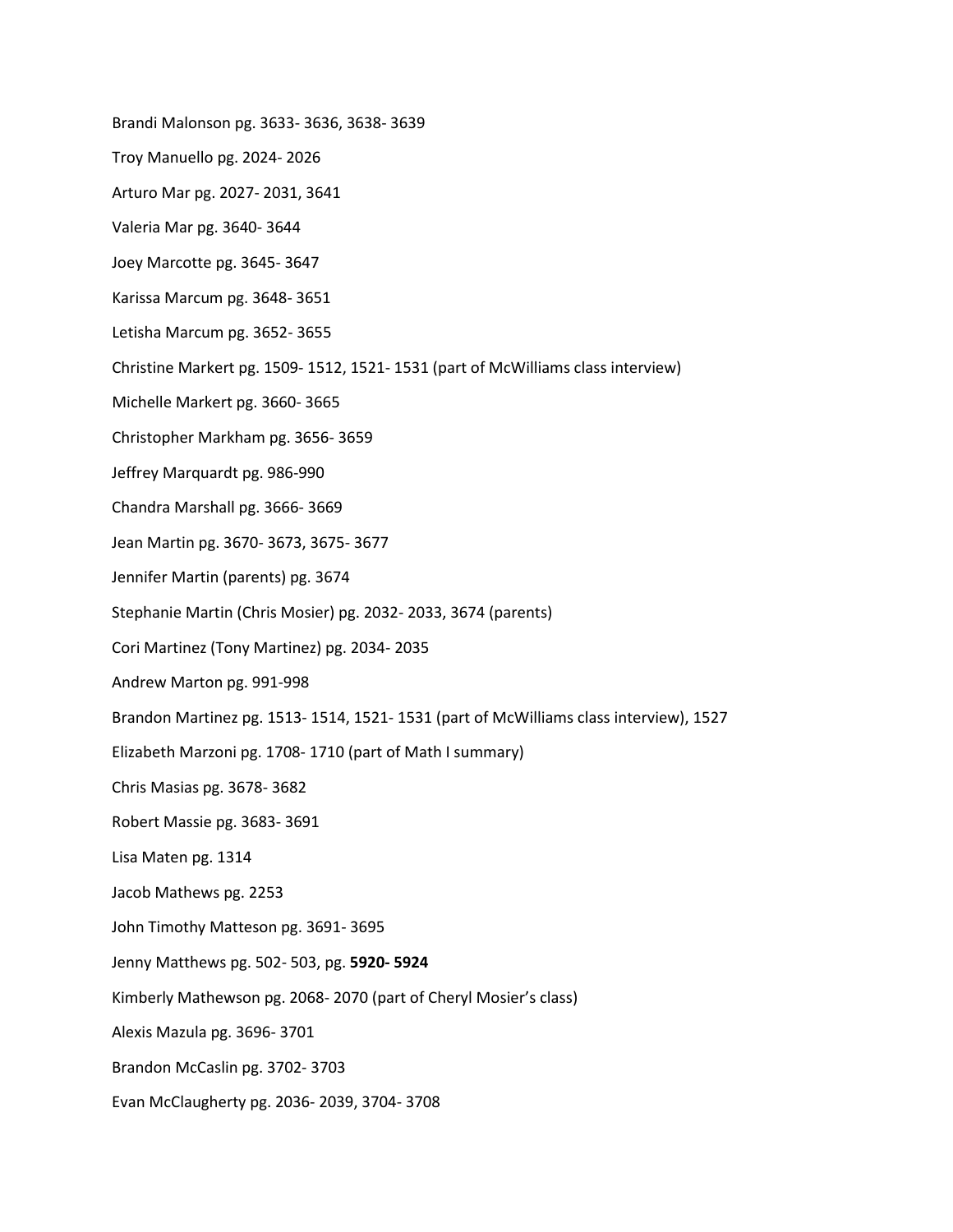Brandi Malonson pg. 3633- 3636, 3638- 3639

Troy Manuello pg. 2024- 2026

Arturo Mar pg. 2027- 2031, 3641

Valeria Mar pg. 3640- 3644

Joey Marcotte pg. 3645- 3647

Karissa Marcum pg. 3648- 3651

Letisha Marcum pg. 3652- 3655

Christine Markert pg. 1509- 1512, 1521- 1531 (part of McWilliams class interview)

Michelle Markert pg. 3660- 3665

Christopher Markham pg. 3656- 3659

Jeffrey Marquardt pg. 986-990

Chandra Marshall pg. 3666- 3669

Jean Martin pg. 3670- 3673, 3675- 3677

Jennifer Martin (parents) pg. 3674

Stephanie Martin (Chris Mosier) pg. 2032- 2033, 3674 (parents)

Cori Martinez (Tony Martinez) pg. 2034- 2035

Andrew Marton pg. 991-998

Brandon Martinez pg. 1513- 1514, 1521- 1531 (part of McWilliams class interview), 1527

Elizabeth Marzoni pg. 1708- 1710 (part of Math I summary)

Chris Masias pg. 3678- 3682

Robert Massie pg. 3683- 3691

Lisa Maten pg. 1314

Jacob Mathews pg. 2253

John Timothy Matteson pg. 3691- 3695

Jenny Matthews pg. 502- 503, pg. **5920- 5924**

Kimberly Mathewson pg. 2068- 2070 (part of Cheryl Mosier's class)

Alexis Mazula pg. 3696- 3701

Brandon McCaslin pg. 3702- 3703

Evan McClaugherty pg. 2036- 2039, 3704- 3708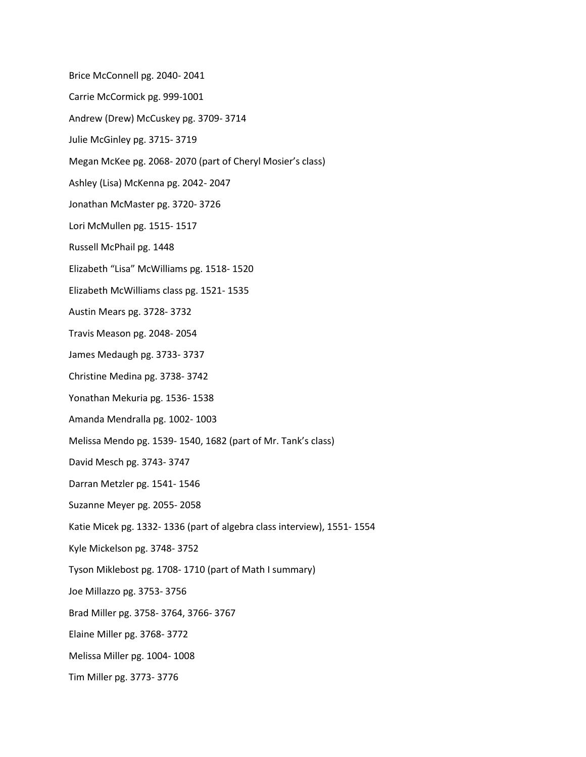Brice McConnell pg. 2040- 2041

Carrie McCormick pg. 999-1001

Andrew (Drew) McCuskey pg. 3709- 3714

Julie McGinley pg. 3715- 3719

Megan McKee pg. 2068- 2070 (part of Cheryl Mosier's class)

Ashley (Lisa) McKenna pg. 2042- 2047

Jonathan McMaster pg. 3720- 3726

Lori McMullen pg. 1515- 1517

Russell McPhail pg. 1448

Elizabeth "Lisa" McWilliams pg. 1518- 1520

Elizabeth McWilliams class pg. 1521- 1535

Austin Mears pg. 3728- 3732

Travis Meason pg. 2048- 2054

James Medaugh pg. 3733- 3737

Christine Medina pg. 3738- 3742

Yonathan Mekuria pg. 1536- 1538

Amanda Mendralla pg. 1002- 1003

Melissa Mendo pg. 1539- 1540, 1682 (part of Mr. Tank's class)

David Mesch pg. 3743- 3747

Darran Metzler pg. 1541- 1546

Suzanne Meyer pg. 2055- 2058

Katie Micek pg. 1332- 1336 (part of algebra class interview), 1551- 1554

Kyle Mickelson pg. 3748- 3752

Tyson Miklebost pg. 1708- 1710 (part of Math I summary)

Joe Millazzo pg. 3753- 3756

Brad Miller pg. 3758- 3764, 3766- 3767

Elaine Miller pg. 3768- 3772

Melissa Miller pg. 1004- 1008

Tim Miller pg. 3773- 3776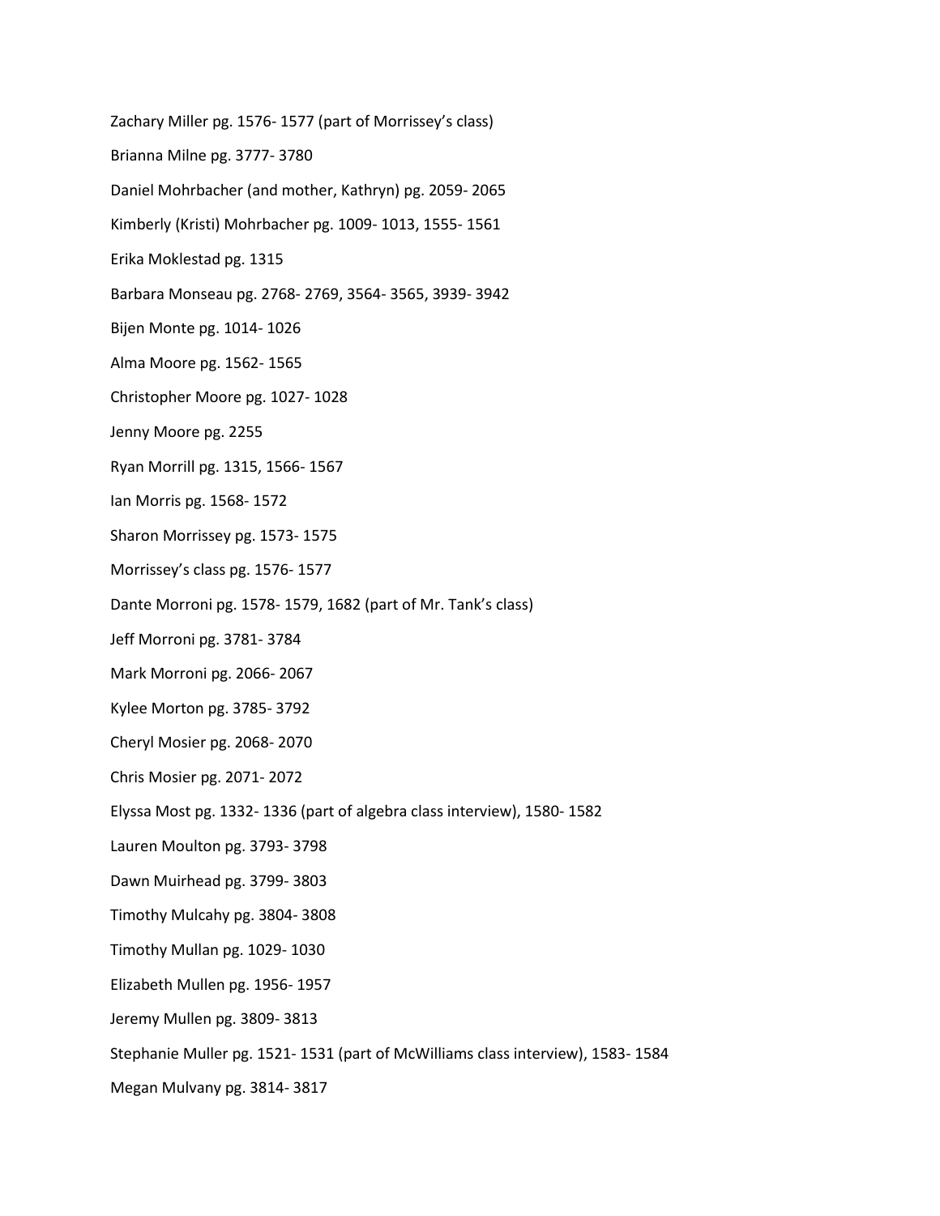Zachary Miller pg. 1576- 1577 (part of Morrissey's class)

Brianna Milne pg. 3777- 3780

Daniel Mohrbacher (and mother, Kathryn) pg. 2059- 2065

Kimberly (Kristi) Mohrbacher pg. 1009- 1013, 1555- 1561

Erika Moklestad pg. 1315

Barbara Monseau pg. 2768- 2769, 3564- 3565, 3939- 3942

Bijen Monte pg. 1014- 1026

Alma Moore pg. 1562- 1565

Christopher Moore pg. 1027- 1028

Jenny Moore pg. 2255

Ryan Morrill pg. 1315, 1566- 1567

Ian Morris pg. 1568- 1572

Sharon Morrissey pg. 1573- 1575

Morrissey's class pg. 1576- 1577

Dante Morroni pg. 1578- 1579, 1682 (part of Mr. Tank's class)

Jeff Morroni pg. 3781- 3784

Mark Morroni pg. 2066- 2067

Kylee Morton pg. 3785- 3792

Cheryl Mosier pg. 2068- 2070

Chris Mosier pg. 2071- 2072

Elyssa Most pg. 1332- 1336 (part of algebra class interview), 1580- 1582

Lauren Moulton pg. 3793- 3798

Dawn Muirhead pg. 3799- 3803

Timothy Mulcahy pg. 3804- 3808

Timothy Mullan pg. 1029- 1030

Elizabeth Mullen pg. 1956- 1957

Jeremy Mullen pg. 3809- 3813

Stephanie Muller pg. 1521- 1531 (part of McWilliams class interview), 1583- 1584

Megan Mulvany pg. 3814- 3817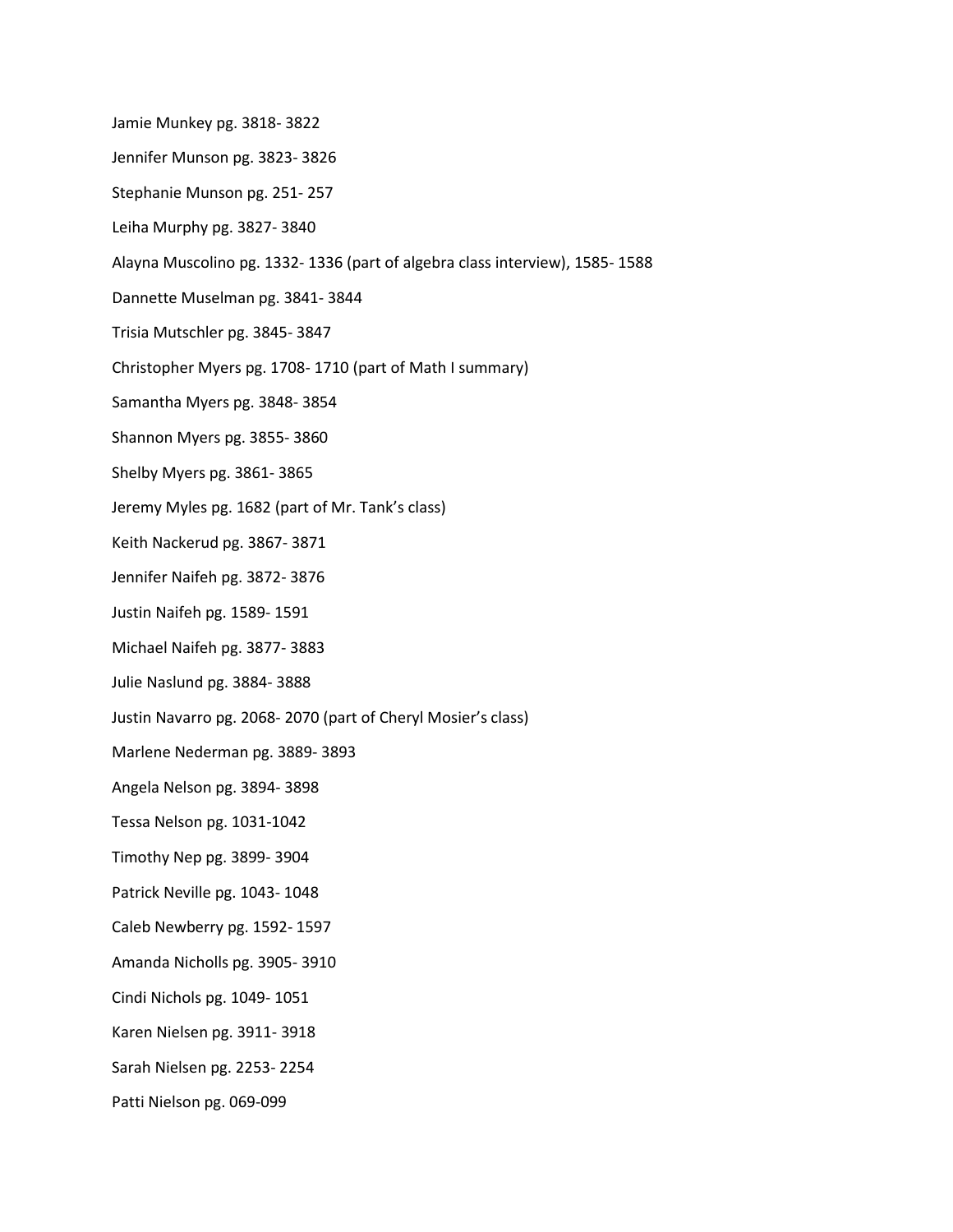Jamie Munkey pg. 3818- 3822

Jennifer Munson pg. 3823- 3826

Stephanie Munson pg. 251- 257

Leiha Murphy pg. 3827- 3840

Alayna Muscolino pg. 1332- 1336 (part of algebra class interview), 1585- 1588

Dannette Muselman pg. 3841- 3844

Trisia Mutschler pg. 3845- 3847

Christopher Myers pg. 1708- 1710 (part of Math I summary)

Samantha Myers pg. 3848- 3854

Shannon Myers pg. 3855- 3860

Shelby Myers pg. 3861- 3865

Jeremy Myles pg. 1682 (part of Mr. Tank's class)

Keith Nackerud pg. 3867- 3871

Jennifer Naifeh pg. 3872- 3876

Justin Naifeh pg. 1589- 1591

Michael Naifeh pg. 3877- 3883

Julie Naslund pg. 3884- 3888

Justin Navarro pg. 2068- 2070 (part of Cheryl Mosier's class)

Marlene Nederman pg. 3889- 3893

Angela Nelson pg. 3894- 3898

Tessa Nelson pg. 1031-1042

Timothy Nep pg. 3899- 3904

Patrick Neville pg. 1043- 1048

Caleb Newberry pg. 1592- 1597

Amanda Nicholls pg. 3905- 3910

Cindi Nichols pg. 1049- 1051

Karen Nielsen pg. 3911- 3918

Sarah Nielsen pg. 2253- 2254

Patti Nielson pg. 069-099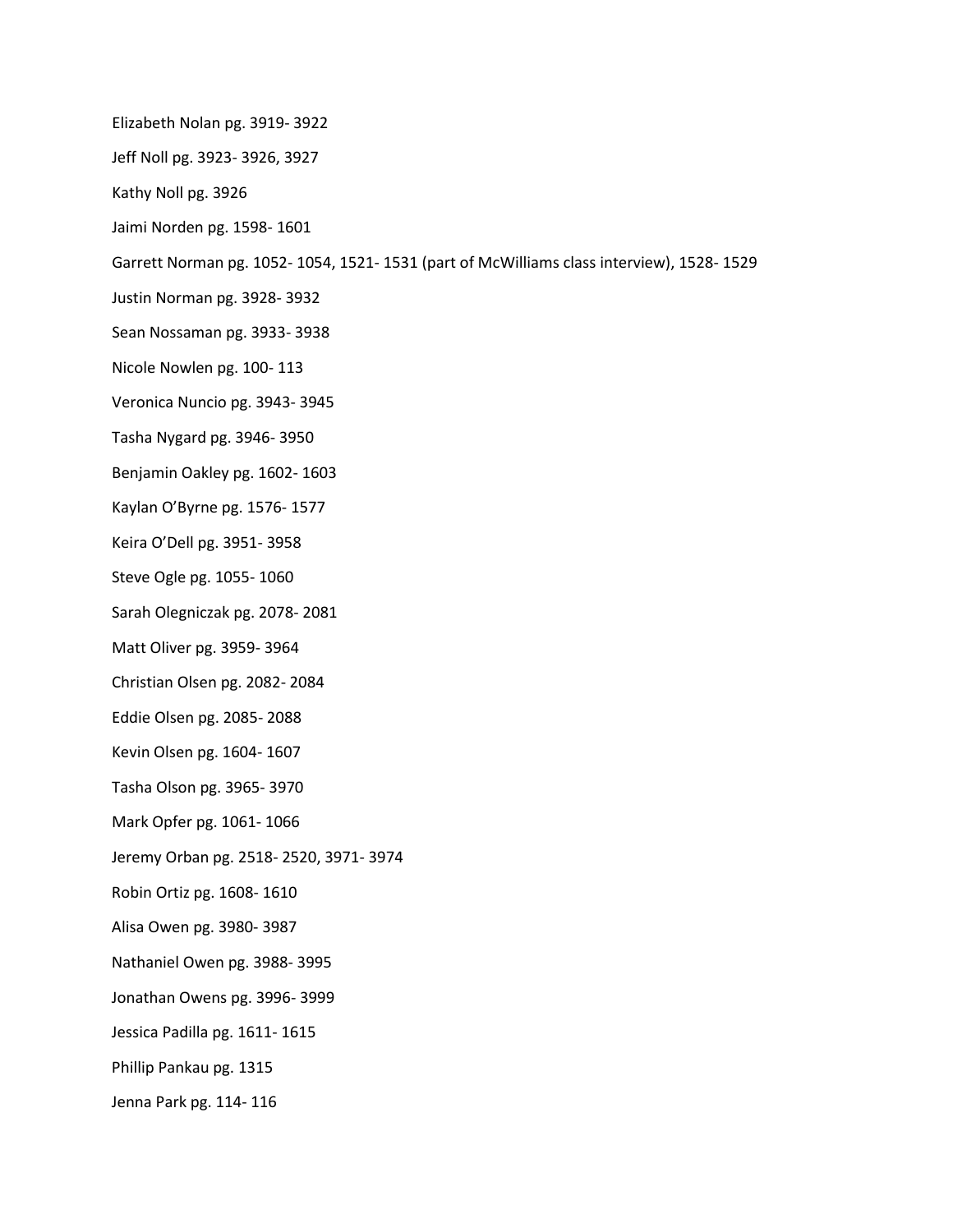Elizabeth Nolan pg. 3919- 3922

Jeff Noll pg. 3923- 3926, 3927

Kathy Noll pg. 3926

Jaimi Norden pg. 1598- 1601

Garrett Norman pg. 1052- 1054, 1521- 1531 (part of McWilliams class interview), 1528- 1529

Justin Norman pg. 3928- 3932

Sean Nossaman pg. 3933- 3938

Nicole Nowlen pg. 100- 113

Veronica Nuncio pg. 3943- 3945

Tasha Nygard pg. 3946- 3950

Benjamin Oakley pg. 1602- 1603

Kaylan O'Byrne pg. 1576- 1577

Keira O'Dell pg. 3951- 3958

Steve Ogle pg. 1055- 1060

Sarah Olegniczak pg. 2078- 2081

Matt Oliver pg. 3959- 3964

Christian Olsen pg. 2082- 2084

Eddie Olsen pg. 2085- 2088

Kevin Olsen pg. 1604- 1607

Tasha Olson pg. 3965- 3970

Mark Opfer pg. 1061- 1066

Jeremy Orban pg. 2518- 2520, 3971- 3974

Robin Ortiz pg. 1608- 1610

Alisa Owen pg. 3980- 3987

Nathaniel Owen pg. 3988- 3995

Jonathan Owens pg. 3996- 3999

Jessica Padilla pg. 1611- 1615

Phillip Pankau pg. 1315

Jenna Park pg. 114- 116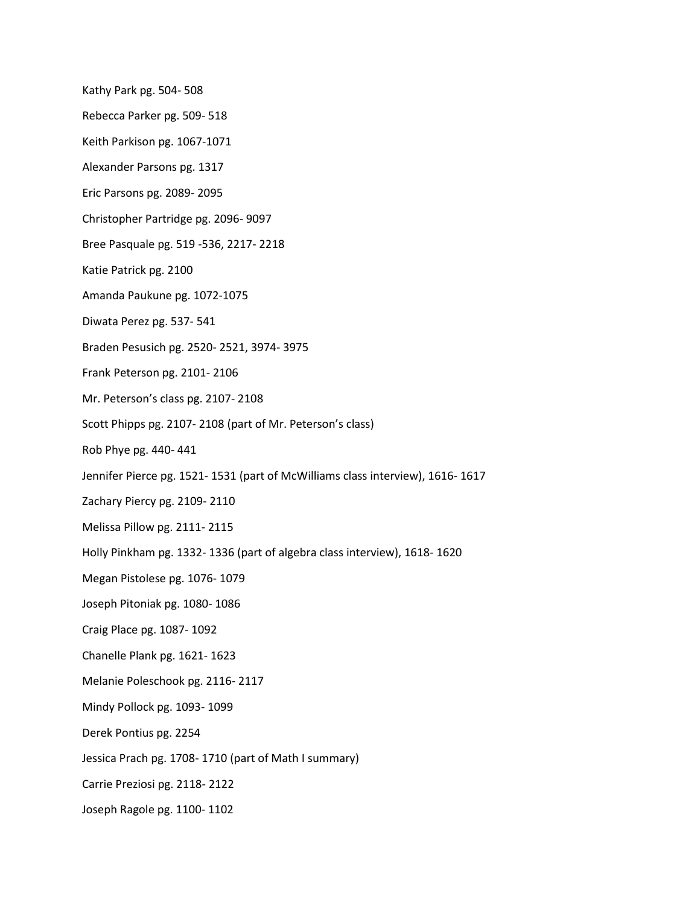Kathy Park pg. 504- 508

Rebecca Parker pg. 509- 518

Keith Parkison pg. 1067-1071

Alexander Parsons pg. 1317

Eric Parsons pg. 2089- 2095

Christopher Partridge pg. 2096- 9097

Bree Pasquale pg. 519 -536, 2217- 2218

Katie Patrick pg. 2100

Amanda Paukune pg. 1072-1075

Diwata Perez pg. 537- 541

Braden Pesusich pg. 2520- 2521, 3974- 3975

Frank Peterson pg. 2101- 2106

Mr. Peterson's class pg. 2107- 2108

Scott Phipps pg. 2107- 2108 (part of Mr. Peterson's class)

Rob Phye pg. 440- 441

Jennifer Pierce pg. 1521- 1531 (part of McWilliams class interview), 1616- 1617

Zachary Piercy pg. 2109- 2110

Melissa Pillow pg. 2111- 2115

Holly Pinkham pg. 1332- 1336 (part of algebra class interview), 1618- 1620

Megan Pistolese pg. 1076- 1079

Joseph Pitoniak pg. 1080- 1086

Craig Place pg. 1087- 1092

Chanelle Plank pg. 1621- 1623

Melanie Poleschook pg. 2116- 2117

Mindy Pollock pg. 1093- 1099

Derek Pontius pg. 2254

Jessica Prach pg. 1708- 1710 (part of Math I summary)

Carrie Preziosi pg. 2118- 2122

Joseph Ragole pg. 1100- 1102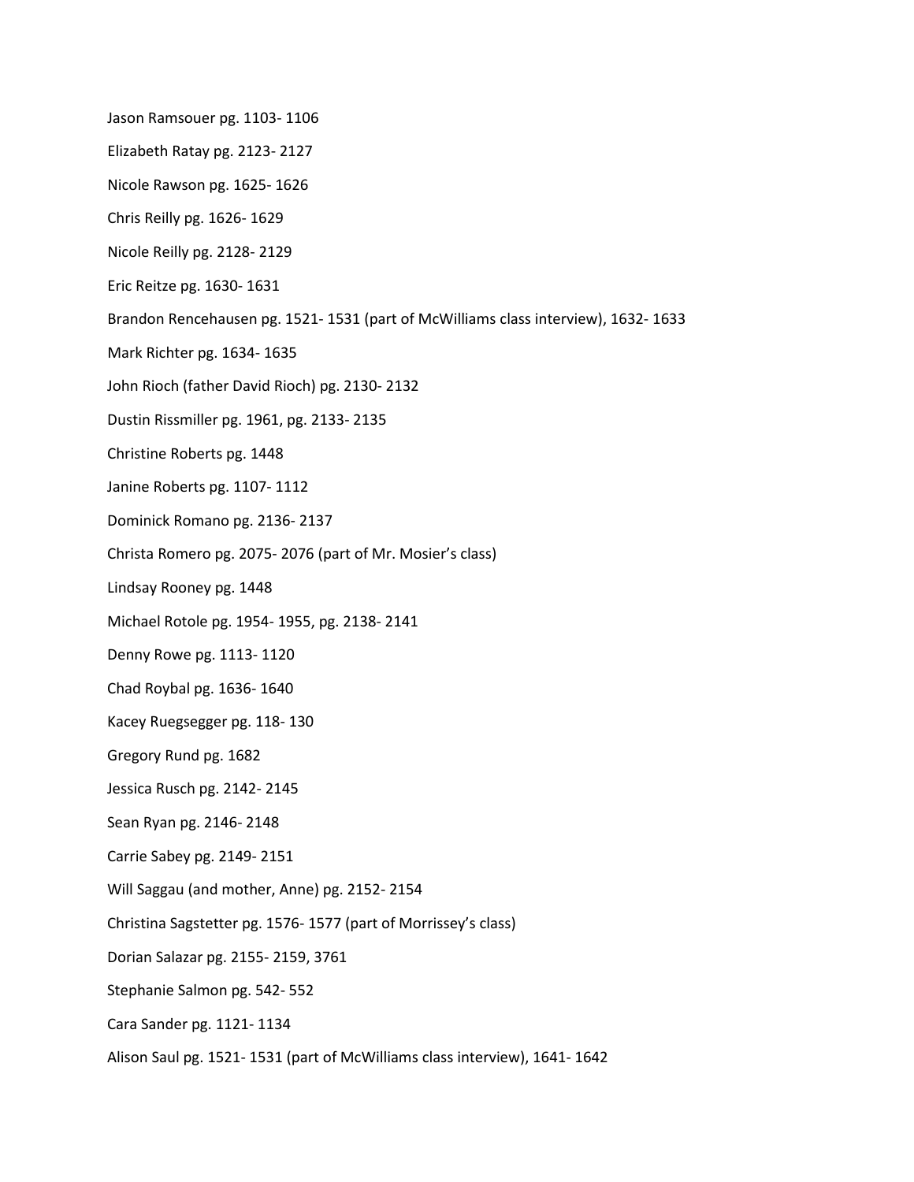Jason Ramsouer pg. 1103- 1106

Elizabeth Ratay pg. 2123- 2127

Nicole Rawson pg. 1625- 1626

Chris Reilly pg. 1626- 1629

Nicole Reilly pg. 2128- 2129

Eric Reitze pg. 1630- 1631

Brandon Rencehausen pg. 1521- 1531 (part of McWilliams class interview), 1632- 1633

Mark Richter pg. 1634- 1635

John Rioch (father David Rioch) pg. 2130- 2132

Dustin Rissmiller pg. 1961, pg. 2133- 2135

Christine Roberts pg. 1448

Janine Roberts pg. 1107- 1112

Dominick Romano pg. 2136- 2137

Christa Romero pg. 2075- 2076 (part of Mr. Mosier's class)

Lindsay Rooney pg. 1448

Michael Rotole pg. 1954- 1955, pg. 2138- 2141

Denny Rowe pg. 1113- 1120

Chad Roybal pg. 1636- 1640

Kacey Ruegsegger pg. 118- 130

Gregory Rund pg. 1682

Jessica Rusch pg. 2142- 2145

Sean Ryan pg. 2146- 2148

Carrie Sabey pg. 2149- 2151

Will Saggau (and mother, Anne) pg. 2152- 2154

Christina Sagstetter pg. 1576- 1577 (part of Morrissey's class)

Dorian Salazar pg. 2155- 2159, 3761

Stephanie Salmon pg. 542- 552

Cara Sander pg. 1121- 1134

Alison Saul pg. 1521- 1531 (part of McWilliams class interview), 1641- 1642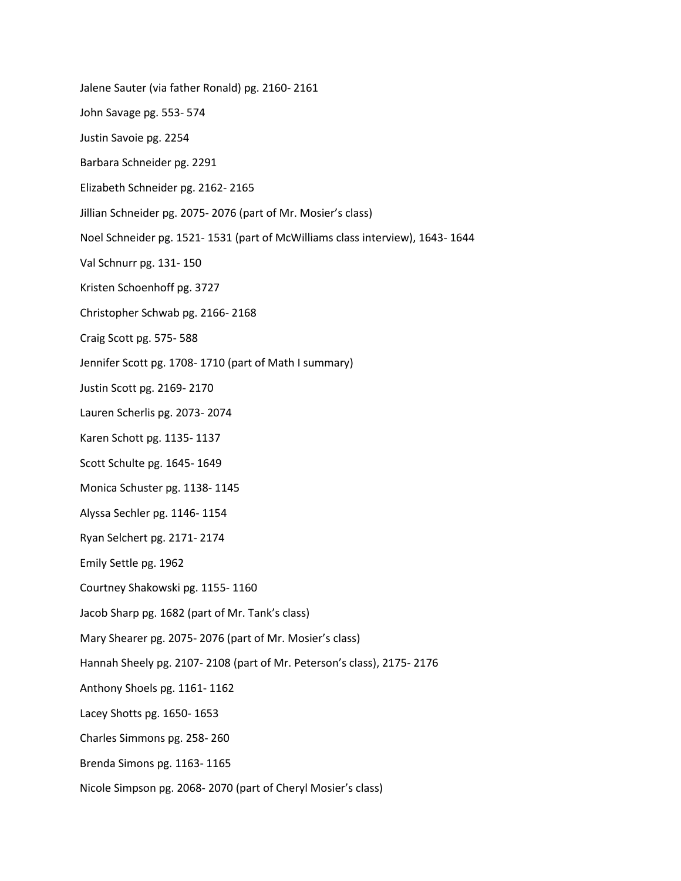Jalene Sauter (via father Ronald) pg. 2160- 2161

John Savage pg. 553- 574

Justin Savoie pg. 2254

Barbara Schneider pg. 2291

Elizabeth Schneider pg. 2162- 2165

Jillian Schneider pg. 2075- 2076 (part of Mr. Mosier's class)

Noel Schneider pg. 1521- 1531 (part of McWilliams class interview), 1643- 1644

Val Schnurr pg. 131- 150

Kristen Schoenhoff pg. 3727

Christopher Schwab pg. 2166- 2168

Craig Scott pg. 575- 588

Jennifer Scott pg. 1708- 1710 (part of Math I summary)

Justin Scott pg. 2169- 2170

Lauren Scherlis pg. 2073- 2074

Karen Schott pg. 1135- 1137

Scott Schulte pg. 1645- 1649

Monica Schuster pg. 1138- 1145

Alyssa Sechler pg. 1146- 1154

Ryan Selchert pg. 2171- 2174

Emily Settle pg. 1962

Courtney Shakowski pg. 1155- 1160

Jacob Sharp pg. 1682 (part of Mr. Tank's class)

Mary Shearer pg. 2075- 2076 (part of Mr. Mosier's class)

Hannah Sheely pg. 2107- 2108 (part of Mr. Peterson's class), 2175- 2176

Anthony Shoels pg. 1161- 1162

Lacey Shotts pg. 1650- 1653

Charles Simmons pg. 258- 260

Brenda Simons pg. 1163- 1165

Nicole Simpson pg. 2068- 2070 (part of Cheryl Mosier's class)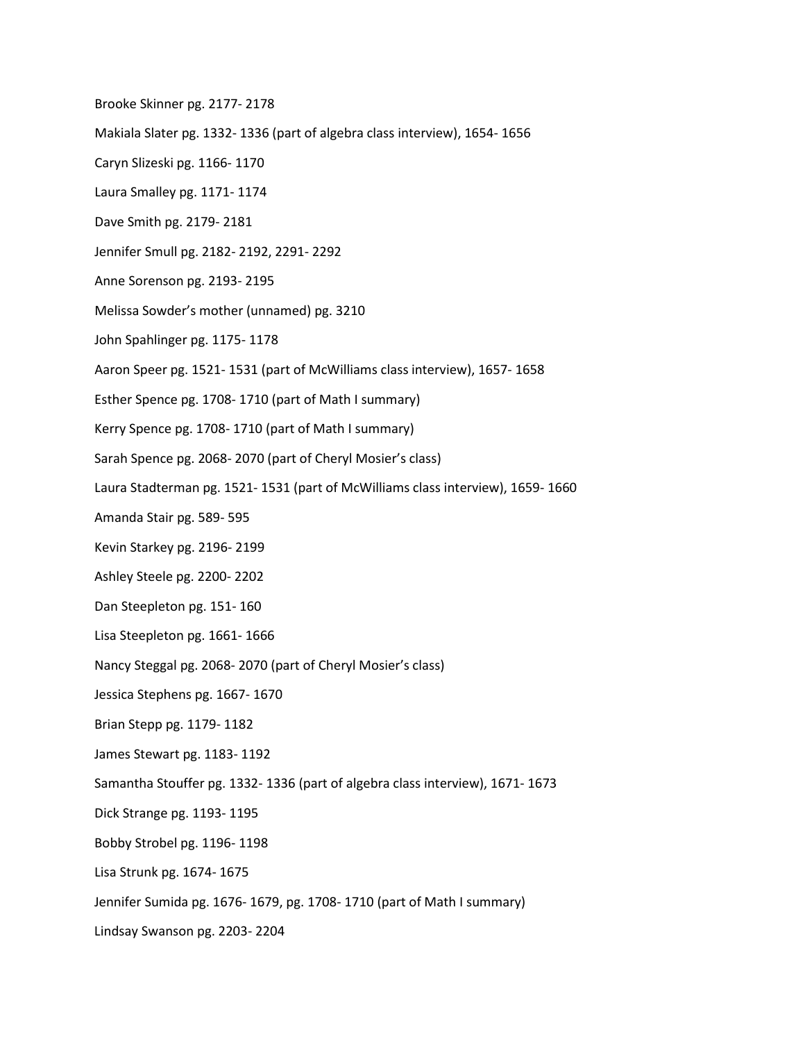Brooke Skinner pg. 2177- 2178

Makiala Slater pg. 1332- 1336 (part of algebra class interview), 1654- 1656

Caryn Slizeski pg. 1166- 1170

Laura Smalley pg. 1171- 1174

Dave Smith pg. 2179- 2181

Jennifer Smull pg. 2182- 2192, 2291- 2292

Anne Sorenson pg. 2193- 2195

Melissa Sowder's mother (unnamed) pg. 3210

John Spahlinger pg. 1175- 1178

Aaron Speer pg. 1521- 1531 (part of McWilliams class interview), 1657- 1658

Esther Spence pg. 1708- 1710 (part of Math I summary)

Kerry Spence pg. 1708- 1710 (part of Math I summary)

Sarah Spence pg. 2068- 2070 (part of Cheryl Mosier's class)

Laura Stadterman pg. 1521- 1531 (part of McWilliams class interview), 1659- 1660

Amanda Stair pg. 589- 595

Kevin Starkey pg. 2196- 2199

Ashley Steele pg. 2200- 2202

Dan Steepleton pg. 151- 160

Lisa Steepleton pg. 1661- 1666

Nancy Steggal pg. 2068- 2070 (part of Cheryl Mosier's class)

Jessica Stephens pg. 1667- 1670

Brian Stepp pg. 1179- 1182

James Stewart pg. 1183- 1192

Samantha Stouffer pg. 1332- 1336 (part of algebra class interview), 1671- 1673

Dick Strange pg. 1193- 1195

Bobby Strobel pg. 1196- 1198

Lisa Strunk pg. 1674- 1675

Jennifer Sumida pg. 1676- 1679, pg. 1708- 1710 (part of Math I summary)

Lindsay Swanson pg. 2203- 2204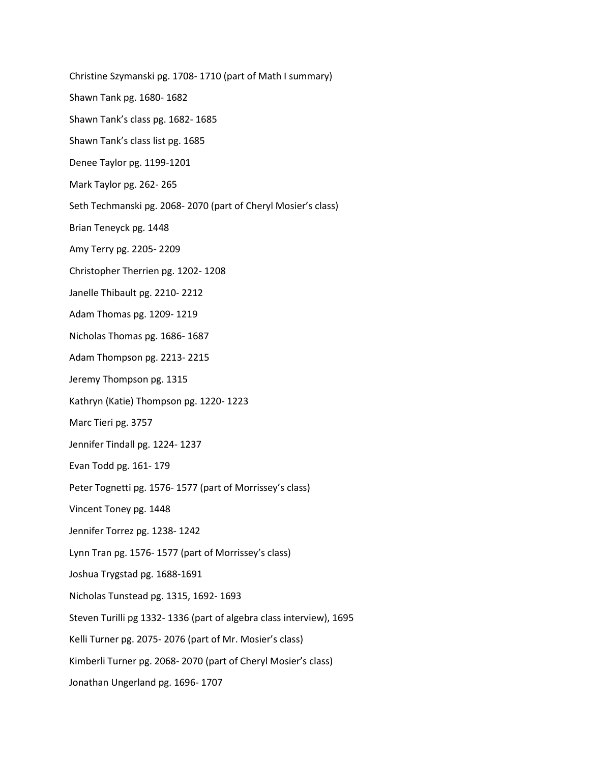Christine Szymanski pg. 1708- 1710 (part of Math I summary)

Shawn Tank pg. 1680- 1682

Shawn Tank's class pg. 1682- 1685

Shawn Tank's class list pg. 1685

Denee Taylor pg. 1199-1201

Mark Taylor pg. 262- 265

Seth Techmanski pg. 2068- 2070 (part of Cheryl Mosier's class)

Brian Teneyck pg. 1448

Amy Terry pg. 2205- 2209

Christopher Therrien pg. 1202- 1208

Janelle Thibault pg. 2210- 2212

Adam Thomas pg. 1209- 1219

Nicholas Thomas pg. 1686- 1687

Adam Thompson pg. 2213- 2215

Jeremy Thompson pg. 1315

Kathryn (Katie) Thompson pg. 1220- 1223

Marc Tieri pg. 3757

Jennifer Tindall pg. 1224- 1237

Evan Todd pg. 161- 179

Peter Tognetti pg. 1576- 1577 (part of Morrissey's class)

Vincent Toney pg. 1448

Jennifer Torrez pg. 1238- 1242

Lynn Tran pg. 1576- 1577 (part of Morrissey's class)

Joshua Trygstad pg. 1688-1691

Nicholas Tunstead pg. 1315, 1692- 1693

Steven Turilli pg 1332- 1336 (part of algebra class interview), 1695

Kelli Turner pg. 2075- 2076 (part of Mr. Mosier's class)

Kimberli Turner pg. 2068- 2070 (part of Cheryl Mosier's class)

Jonathan Ungerland pg. 1696- 1707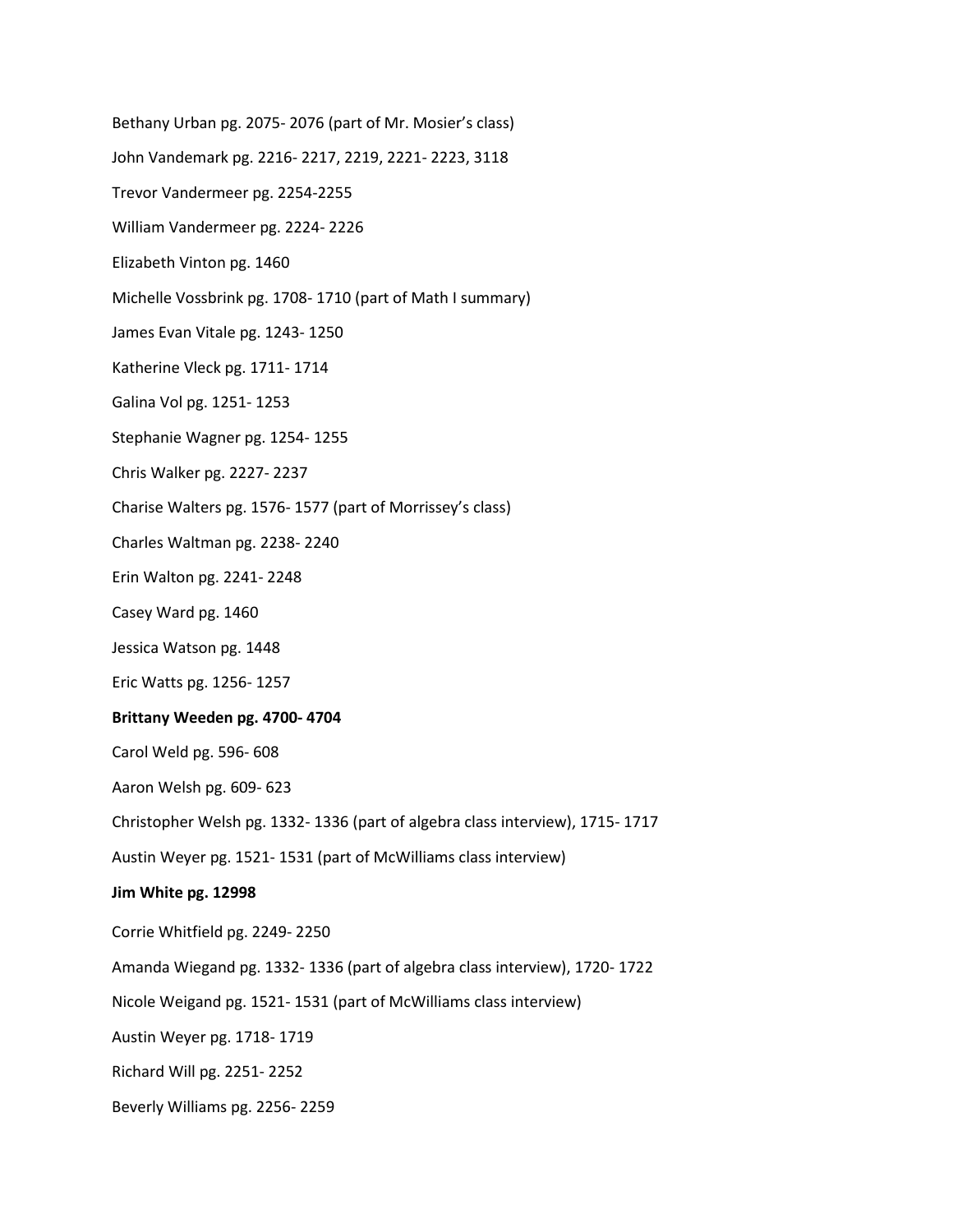Bethany Urban pg. 2075- 2076 (part of Mr. Mosier's class)

John Vandemark pg. 2216- 2217, 2219, 2221- 2223, 3118

Trevor Vandermeer pg. 2254-2255

William Vandermeer pg. 2224- 2226

Elizabeth Vinton pg. 1460

Michelle Vossbrink pg. 1708- 1710 (part of Math I summary)

James Evan Vitale pg. 1243- 1250

Katherine Vleck pg. 1711- 1714

Galina Vol pg. 1251- 1253

Stephanie Wagner pg. 1254- 1255

Chris Walker pg. 2227- 2237

Charise Walters pg. 1576- 1577 (part of Morrissey's class)

Charles Waltman pg. 2238- 2240

Erin Walton pg. 2241- 2248

Casey Ward pg. 1460

Jessica Watson pg. 1448

Eric Watts pg. 1256- 1257

**Brittany Weeden pg. 4700- 4704**

Carol Weld pg. 596- 608

Aaron Welsh pg. 609- 623

Christopher Welsh pg. 1332- 1336 (part of algebra class interview), 1715- 1717

Austin Weyer pg. 1521- 1531 (part of McWilliams class interview)

**Jim White pg. 12998**

Corrie Whitfield pg. 2249- 2250

Amanda Wiegand pg. 1332- 1336 (part of algebra class interview), 1720- 1722

Nicole Weigand pg. 1521- 1531 (part of McWilliams class interview)

Austin Weyer pg. 1718- 1719

Richard Will pg. 2251- 2252

Beverly Williams pg. 2256- 2259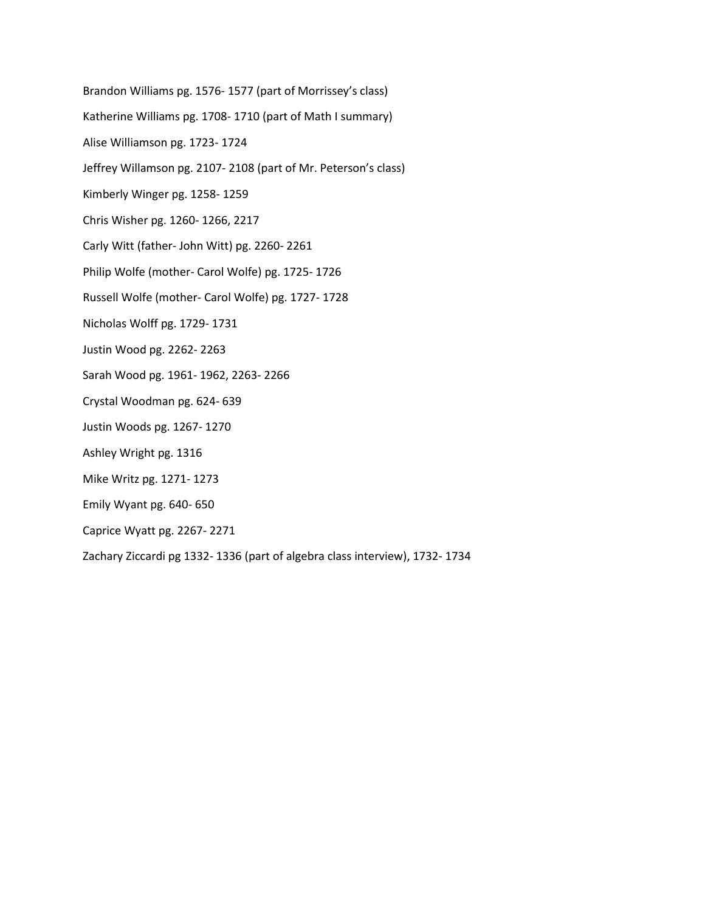Brandon Williams pg. 1576- 1577 (part of Morrissey's class)

Katherine Williams pg. 1708- 1710 (part of Math I summary)

Alise Williamson pg. 1723- 1724

Jeffrey Willamson pg. 2107- 2108 (part of Mr. Peterson's class)

Kimberly Winger pg. 1258- 1259

Chris Wisher pg. 1260- 1266, 2217

Carly Witt (father- John Witt) pg. 2260- 2261

Philip Wolfe (mother- Carol Wolfe) pg. 1725- 1726

Russell Wolfe (mother- Carol Wolfe) pg. 1727- 1728

Nicholas Wolff pg. 1729- 1731

Justin Wood pg. 2262- 2263

Sarah Wood pg. 1961- 1962, 2263- 2266

Crystal Woodman pg. 624- 639

Justin Woods pg. 1267- 1270

Ashley Wright pg. 1316

Mike Writz pg. 1271- 1273

Emily Wyant pg. 640- 650

Caprice Wyatt pg. 2267- 2271

Zachary Ziccardi pg 1332- 1336 (part of algebra class interview), 1732- 1734